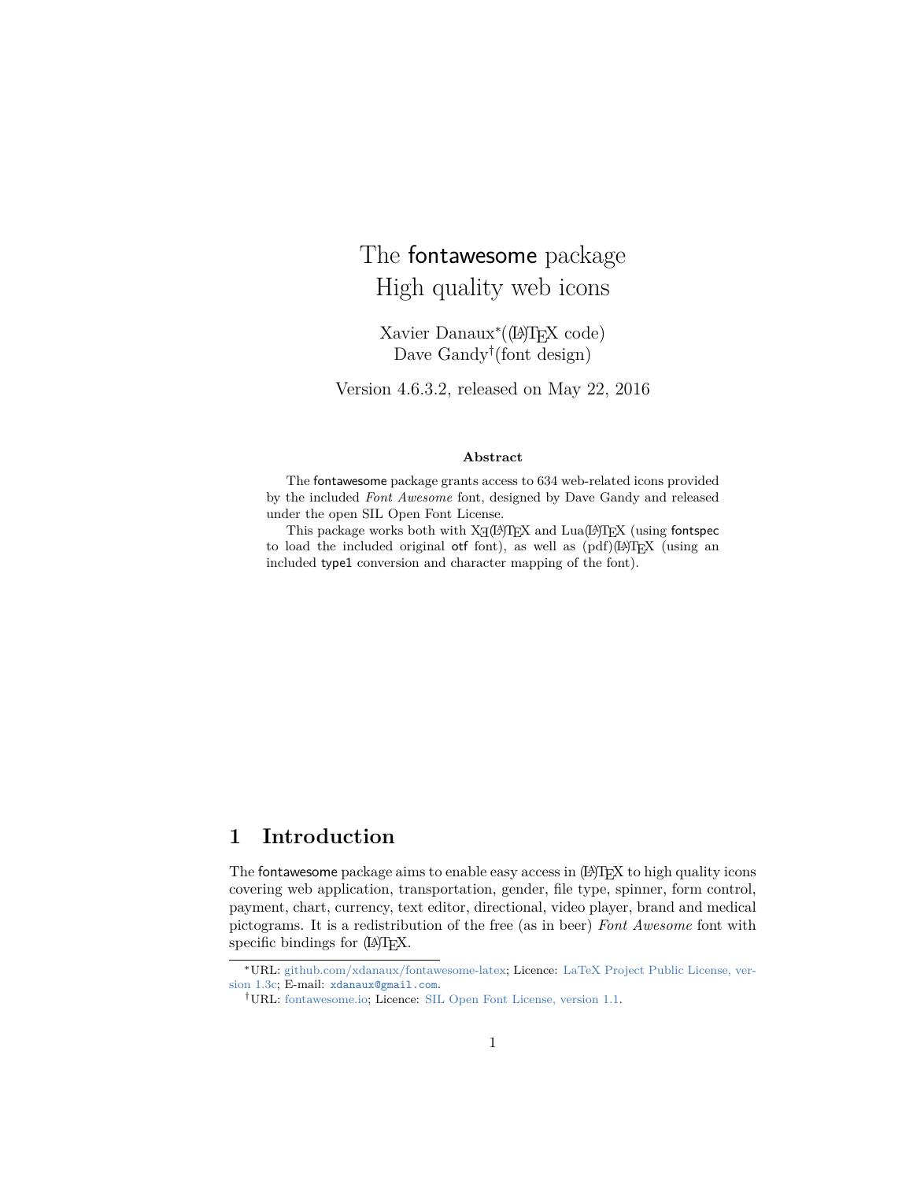# The fontawesome package
# High quality web icons

Xavier Danaux[*]((LA)TEX code)
Dave Gandy[†](font design)

Version 4.6.3.2, released on May 22, 2016

**Abstract**

The fontawesome package grants access to 634 web-related icons provided by the included *Font Awesome* font, designed by Dave Gandy and released under the open SIL Open Font License.

This package works both with XE(LA)TEX and Lua(LA)TEX (using fontspec to load the included original otf font), as well as (pdf)(LA)TEX (using an included type1 conversion and character mapping of the font).

## 1 Introduction

The fontawesome package aims to enable easy access in (LA)TEX to high quality icons covering web application, transportation, gender, file type, spinner, form control, payment, chart, currency, text editor, directional, video player, brand and medical pictograms. It is a redistribution of the free (as in beer) *Font Awesome* font with specific bindings for (LA)TEX.

[*] URL: github.com/xdanaux/fontawesome-latex; Licence: LaTeX Project Public License, version 1.3c; E-mail: xdanaux@gmail.com.

[†] URL: fontawesome.io; Licence: SIL Open Font License, version 1.1.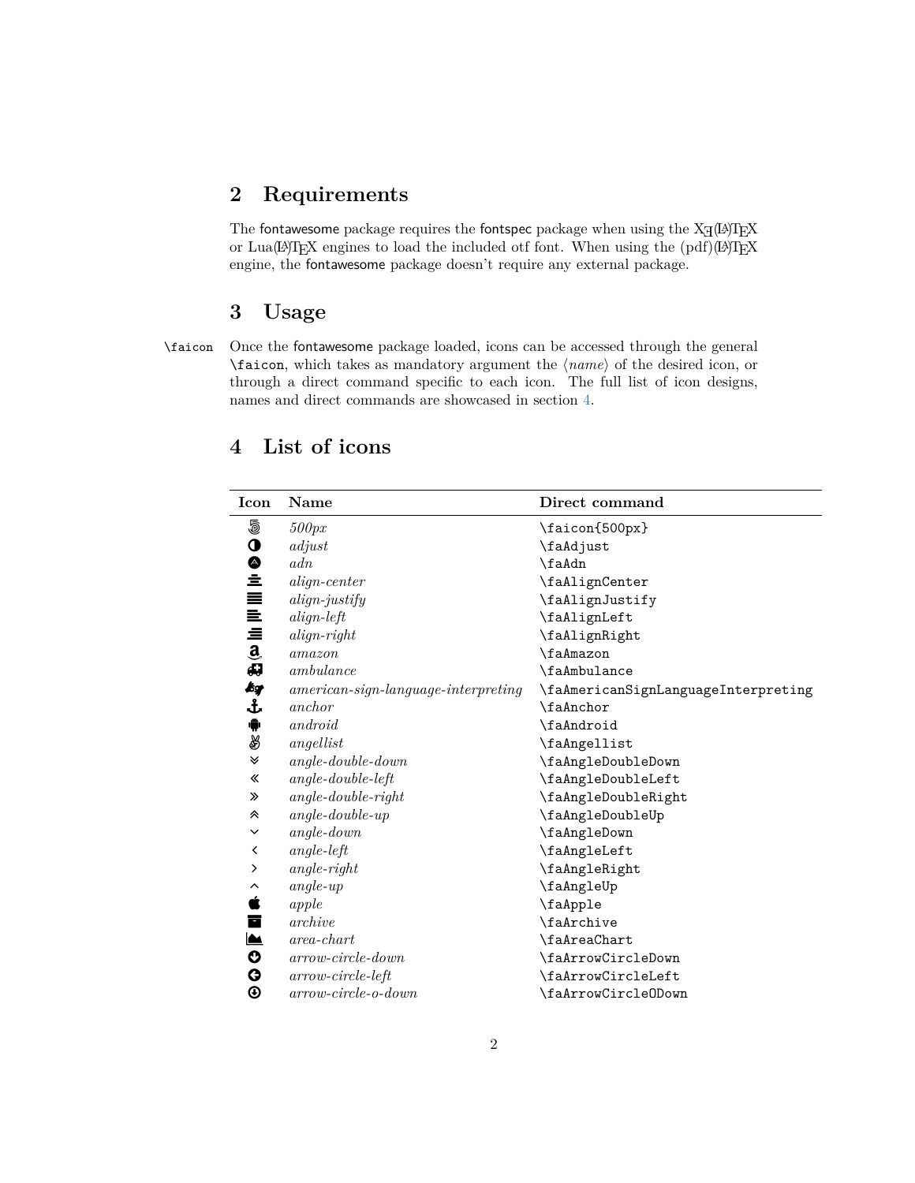## 2 Requirements

The fontawesome package requires the fontspec package when using the XƎ(LA)TEX or Lua(LA)TEX engines to load the included otf font. When using the (pdf)(LA)TEX engine, the fontawesome package doesn't require any external package.

## 3 Usage

\faicon Once the fontawesome package loaded, icons can be accessed through the general `\faicon`, which takes as mandatory argument the ⟨*name*⟩ of the desired icon, or through a direct command specific to each icon. The full list of icon designs, names and direct commands are showcased in section 4.

## 4 List of icons

| Icon | Name | Direct command |
|---|---|---|
| | *500px* | `\faicon{500px}` |
| | *adjust* | `\faAdjust` |
| | *adn* | `\faAdn` |
| | *align-center* | `\faAlignCenter` |
| | *align-justify* | `\faAlignJustify` |
| | *align-left* | `\faAlignLeft` |
| | *align-right* | `\faAlignRight` |
| | *amazon* | `\faAmazon` |
| | *ambulance* | `\faAmbulance` |
| | *american-sign-language-interpreting* | `\faAmericanSignLanguageInterpreting` |
| | *anchor* | `\faAnchor` |
| | *android* | `\faAndroid` |
| | *angellist* | `\faAngellist` |
| | *angle-double-down* | `\faAngleDoubleDown` |
| | *angle-double-left* | `\faAngleDoubleLeft` |
| | *angle-double-right* | `\faAngleDoubleRight` |
| | *angle-double-up* | `\faAngleDoubleUp` |
| | *angle-down* | `\faAngleDown` |
| | *angle-left* | `\faAngleLeft` |
| | *angle-right* | `\faAngleRight` |
| | *angle-up* | `\faAngleUp` |
| | *apple* | `\faApple` |
| | *archive* | `\faArchive` |
| | *area-chart* | `\faAreaChart` |
| | *arrow-circle-down* | `\faArrowCircleDown` |
| | *arrow-circle-left* | `\faArrowCircleLeft` |
| | *arrow-circle-o-down* | `\faArrowCircleODown` |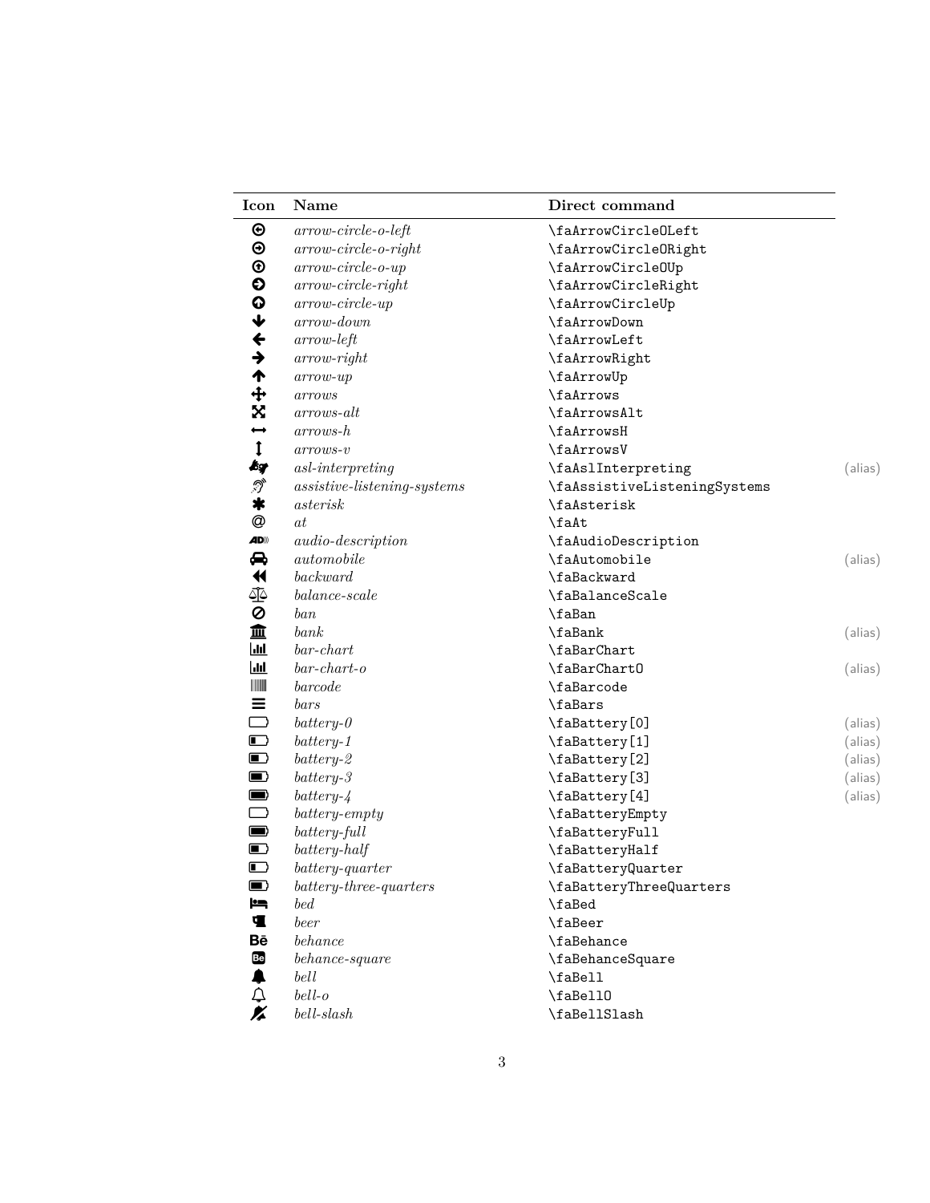| Icon | Name | Direct command | |
|---|---|---|---|
| | *arrow-circle-o-left* | `\faArrowCircleOLeft` | |
| | *arrow-circle-o-right* | `\faArrowCircleORight` | |
| | *arrow-circle-o-up* | `\faArrowCircleOUp` | |
| | *arrow-circle-right* | `\faArrowCircleRight` | |
| | *arrow-circle-up* | `\faArrowCircleUp` | |
| | *arrow-down* | `\faArrowDown` | |
| | *arrow-left* | `\faArrowLeft` | |
| | *arrow-right* | `\faArrowRight` | |
| | *arrow-up* | `\faArrowUp` | |
| | *arrows* | `\faArrows` | |
| | *arrows-alt* | `\faArrowsAlt` | |
| | *arrows-h* | `\faArrowsH` | |
| | *arrows-v* | `\faArrowsV` | |
| | *asl-interpreting* | `\faAslInterpreting` | (alias) |
| | *assistive-listening-systems* | `\faAssistiveListeningSystems` | |
| | *asterisk* | `\faAsterisk` | |
| | *at* | `\faAt` | |
| | *audio-description* | `\faAudioDescription` | |
| | *automobile* | `\faAutomobile` | (alias) |
| | *backward* | `\faBackward` | |
| | *balance-scale* | `\faBalanceScale` | |
| | *ban* | `\faBan` | |
| | *bank* | `\faBank` | (alias) |
| | *bar-chart* | `\faBarChart` | |
| | *bar-chart-o* | `\faBarChartO` | (alias) |
| | *barcode* | `\faBarcode` | |
| | *bars* | `\faBars` | |
| | *battery-0* | `\faBattery[0]` | (alias) |
| | *battery-1* | `\faBattery[1]` | (alias) |
| | *battery-2* | `\faBattery[2]` | (alias) |
| | *battery-3* | `\faBattery[3]` | (alias) |
| | *battery-4* | `\faBattery[4]` | (alias) |
| | *battery-empty* | `\faBatteryEmpty` | |
| | *battery-full* | `\faBatteryFull` | |
| | *battery-half* | `\faBatteryHalf` | |
| | *battery-quarter* | `\faBatteryQuarter` | |
| | *battery-three-quarters* | `\faBatteryThreeQuarters` | |
| | *bed* | `\faBed` | |
| | *beer* | `\faBeer` | |
| Bē | *behance* | `\faBehance` | |
| | *behance-square* | `\faBehanceSquare` | |
| | *bell* | `\faBell` | |
| | *bell-o* | `\faBellO` | |
| | *bell-slash* | `\faBellSlash` | |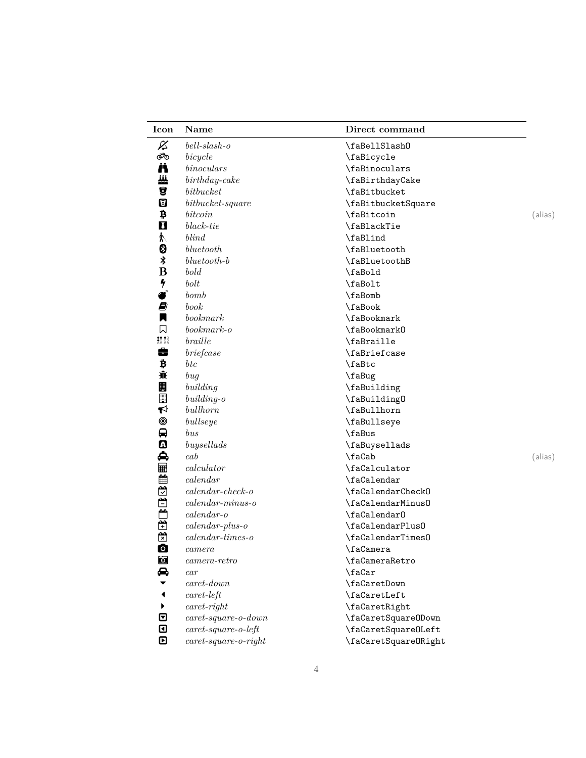| Icon | Name | Direct command | |
|---|---|---|---|
| | *bell-slash-o* | \faBellSlashO | |
| | *bicycle* | \faBicycle | |
| | *binoculars* | \faBinoculars | |
| | *birthday-cake* | \faBirthdayCake | |
| | *bitbucket* | \faBitbucket | |
| | *bitbucket-square* | \faBitbucketSquare | |
| | *bitcoin* | \faBitcoin | (alias) |
| | *black-tie* | \faBlackTie | |
| | *blind* | \faBlind | |
| | *bluetooth* | \faBluetooth | |
| | *bluetooth-b* | \faBluetoothB | |
| | *bold* | \faBold | |
| | *bolt* | \faBolt | |
| | *bomb* | \faBomb | |
| | *book* | \faBook | |
| | *bookmark* | \faBookmark | |
| | *bookmark-o* | \faBookmarkO | |
| | *braille* | \faBraille | |
| | *briefcase* | \faBriefcase | |
| | *btc* | \faBtc | |
| | *bug* | \faBug | |
| | *building* | \faBuilding | |
| | *building-o* | \faBuildingO | |
| | *bullhorn* | \faBullhorn | |
| | *bullseye* | \faBullseye | |
| | *bus* | \faBus | |
| | *buysellads* | \faBuysellads | |
| | *cab* | \faCab | (alias) |
| | *calculator* | \faCalculator | |
| | *calendar* | \faCalendar | |
| | *calendar-check-o* | \faCalendarCheckO | |
| | *calendar-minus-o* | \faCalendarMinusO | |
| | *calendar-o* | \faCalendarO | |
| | *calendar-plus-o* | \faCalendarPlusO | |
| | *calendar-times-o* | \faCalendarTimesO | |
| | *camera* | \faCamera | |
| | *camera-retro* | \faCameraRetro | |
| | *car* | \faCar | |
| | *caret-down* | \faCaretDown | |
| | *caret-left* | \faCaretLeft | |
| | *caret-right* | \faCaretRight | |
| | *caret-square-o-down* | \faCaretSquareODown | |
| | *caret-square-o-left* | \faCaretSquareOLeft | |
| | *caret-square-o-right* | \faCaretSquareORight | |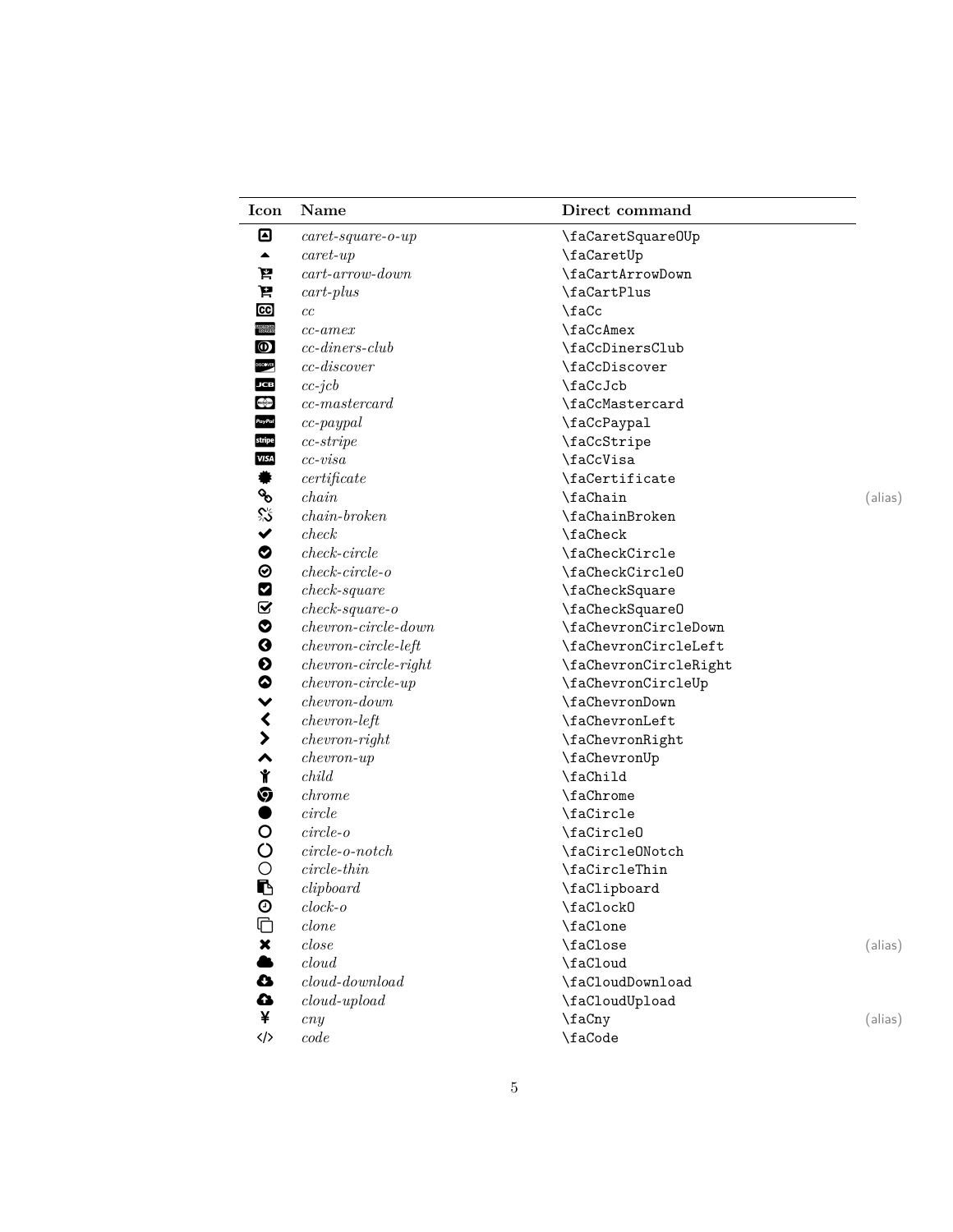| Icon | Name | Direct command | |
|---|---|---|---|
| | *caret-square-o-up* | `\faCaretSquareOUp` | |
| | *caret-up* | `\faCaretUp` | |
| | *cart-arrow-down* | `\faCartArrowDown` | |
| | *cart-plus* | `\faCartPlus` | |
| | *cc* | `\faCc` | |
| | *cc-amex* | `\faCcAmex` | |
| | *cc-diners-club* | `\faCcDinersClub` | |
| | *cc-discover* | `\faCcDiscover` | |
| | *cc-jcb* | `\faCcJcb` | |
| | *cc-mastercard* | `\faCcMastercard` | |
| | *cc-paypal* | `\faCcPaypal` | |
| | *cc-stripe* | `\faCcStripe` | |
| | *cc-visa* | `\faCcVisa` | |
| | *certificate* | `\faCertificate` | |
| | *chain* | `\faChain` | (alias) |
| | *chain-broken* | `\faChainBroken` | |
| | *check* | `\faCheck` | |
| | *check-circle* | `\faCheckCircle` | |
| | *check-circle-o* | `\faCheckCircleO` | |
| | *check-square* | `\faCheckSquare` | |
| | *check-square-o* | `\faCheckSquareO` | |
| | *chevron-circle-down* | `\faChevronCircleDown` | |
| | *chevron-circle-left* | `\faChevronCircleLeft` | |
| | *chevron-circle-right* | `\faChevronCircleRight` | |
| | *chevron-circle-up* | `\faChevronCircleUp` | |
| | *chevron-down* | `\faChevronDown` | |
| | *chevron-left* | `\faChevronLeft` | |
| | *chevron-right* | `\faChevronRight` | |
| | *chevron-up* | `\faChevronUp` | |
| | *child* | `\faChild` | |
| | *chrome* | `\faChrome` | |
| | *circle* | `\faCircle` | |
| | *circle-o* | `\faCircleO` | |
| | *circle-o-notch* | `\faCircleONotch` | |
| | *circle-thin* | `\faCircleThin` | |
| | *clipboard* | `\faClipboard` | |
| | *clock-o* | `\faClockO` | |
| | *clone* | `\faClone` | |
| | *close* | `\faClose` | (alias) |
| | *cloud* | `\faCloud` | |
| | *cloud-download* | `\faCloudDownload` | |
| | *cloud-upload* | `\faCloudUpload` | |
| | *cny* | `\faCny` | (alias) |
| | *code* | `\faCode` | |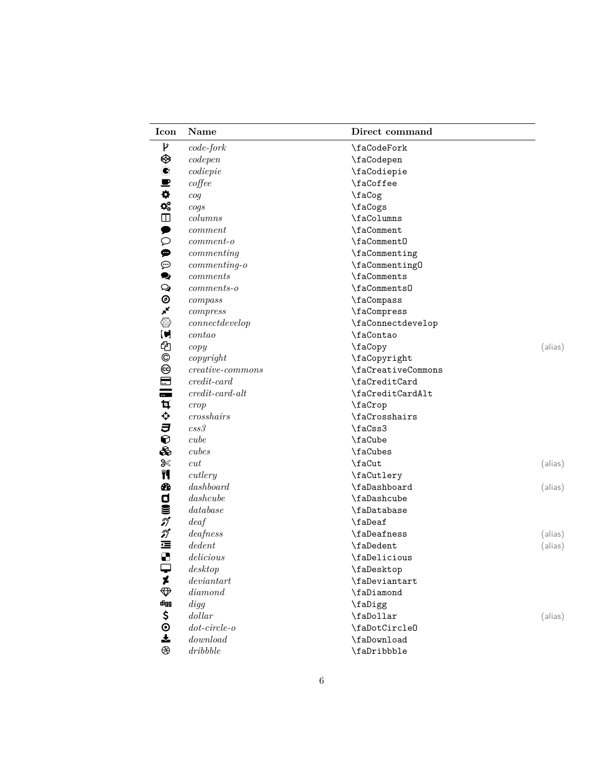| Icon | Name | Direct command | |
|---|---|---|---|
| | *code-fork* | `\faCodeFork` | |
| | *codepen* | `\faCodepen` | |
| | *codiepie* | `\faCodiepie` | |
| | *coffee* | `\faCoffee` | |
| | *cog* | `\faCog` | |
| | *cogs* | `\faCogs` | |
| | *columns* | `\faColumns` | |
| | *comment* | `\faComment` | |
| | *comment-o* | `\faCommentO` | |
| | *commenting* | `\faCommenting` | |
| | *commenting-o* | `\faCommentingO` | |
| | *comments* | `\faComments` | |
| | *comments-o* | `\faCommentsO` | |
| | *compass* | `\faCompass` | |
| | *compress* | `\faCompress` | |
| | *connectdevelop* | `\faConnectdevelop` | |
| | *contao* | `\faContao` | |
| | *copy* | `\faCopy` | (alias) |
| | *copyright* | `\faCopyright` | |
| | *creative-commons* | `\faCreativeCommons` | |
| | *credit-card* | `\faCreditCard` | |
| | *credit-card-alt* | `\faCreditCardAlt` | |
| | *crop* | `\faCrop` | |
| | *crosshairs* | `\faCrosshairs` | |
| | *css3* | `\faCss3` | |
| | *cube* | `\faCube` | |
| | *cubes* | `\faCubes` | |
| | *cut* | `\faCut` | (alias) |
| | *cutlery* | `\faCutlery` | |
| | *dashboard* | `\faDashboard` | (alias) |
| | *dashcube* | `\faDashcube` | |
| | *database* | `\faDatabase` | |
| | *deaf* | `\faDeaf` | |
| | *deafness* | `\faDeafness` | (alias) |
| | *dedent* | `\faDedent` | (alias) |
| | *delicious* | `\faDelicious` | |
| | *desktop* | `\faDesktop` | |
| | *deviantart* | `\faDeviantart` | |
| | *diamond* | `\faDiamond` | |
| | *digg* | `\faDigg` | |
| | *dollar* | `\faDollar` | (alias) |
| | *dot-circle-o* | `\faDotCircleO` | |
| | *download* | `\faDownload` | |
| | *dribbble* | `\faDribbble` | |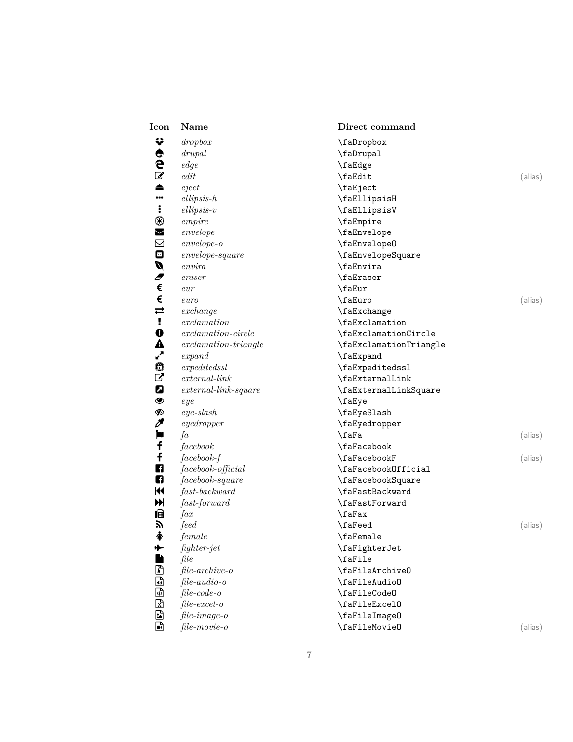| Icon | Name | Direct command | |
|---|---|---|---|
| | *dropbox* | `\faDropbox` | |
| | *drupal* | `\faDrupal` | |
| | *edge* | `\faEdge` | |
| | *edit* | `\faEdit` | (alias) |
| | *eject* | `\faEject` | |
| | *ellipsis-h* | `\faEllipsisH` | |
| | *ellipsis-v* | `\faEllipsisV` | |
| | *empire* | `\faEmpire` | |
| | *envelope* | `\faEnvelope` | |
| | *envelope-o* | `\faEnvelopeO` | |
| | *envelope-square* | `\faEnvelopeSquare` | |
| | *envira* | `\faEnvira` | |
| | *eraser* | `\faEraser` | |
| | *eur* | `\faEur` | |
| | *euro* | `\faEuro` | (alias) |
| | *exchange* | `\faExchange` | |
| | *exclamation* | `\faExclamation` | |
| | *exclamation-circle* | `\faExclamationCircle` | |
| | *exclamation-triangle* | `\faExclamationTriangle` | |
| | *expand* | `\faExpand` | |
| | *expeditedssl* | `\faExpeditedssl` | |
| | *external-link* | `\faExternalLink` | |
| | *external-link-square* | `\faExternalLinkSquare` | |
| | *eye* | `\faEye` | |
| | *eye-slash* | `\faEyeSlash` | |
| | *eyedropper* | `\faEyedropper` | |
| | *fa* | `\faFa` | (alias) |
| | *facebook* | `\faFacebook` | |
| | *facebook-f* | `\faFacebookF` | (alias) |
| | *facebook-official* | `\faFacebookOfficial` | |
| | *facebook-square* | `\faFacebookSquare` | |
| | *fast-backward* | `\faFastBackward` | |
| | *fast-forward* | `\faFastForward` | |
| | *fax* | `\faFax` | |
| | *feed* | `\faFeed` | (alias) |
| | *female* | `\faFemale` | |
| | *fighter-jet* | `\faFighterJet` | |
| | *file* | `\faFile` | |
| | *file-archive-o* | `\faFileArchiveO` | |
| | *file-audio-o* | `\faFileAudioO` | |
| | *file-code-o* | `\faFileCodeO` | |
| | *file-excel-o* | `\faFileExcelO` | |
| | *file-image-o* | `\faFileImageO` | |
| | *file-movie-o* | `\faFileMovieO` | (alias) |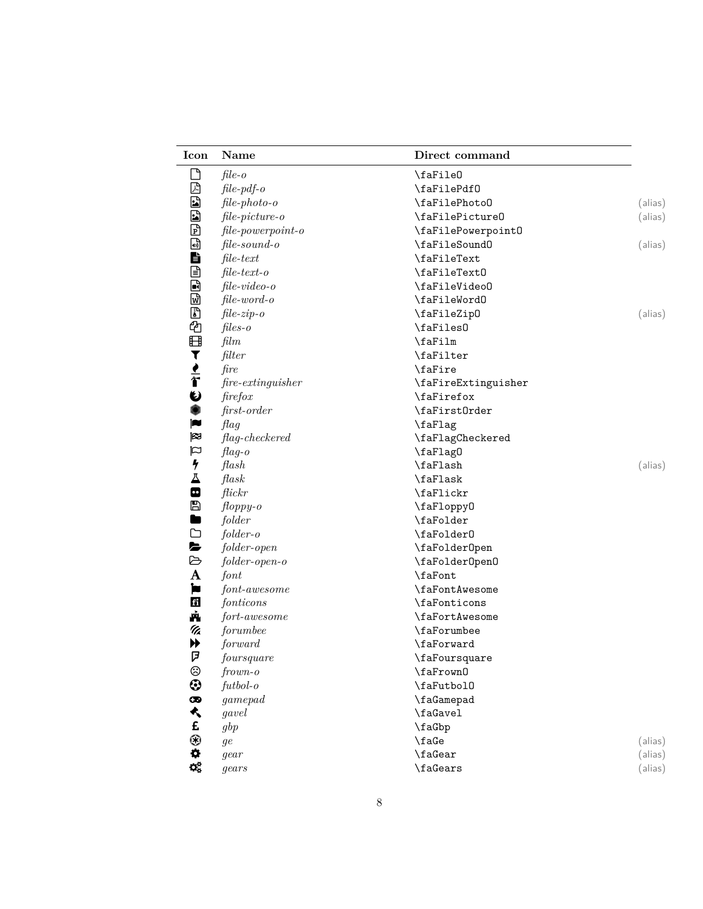| Icon | Name | Direct command | |
|---|---|---|---|
| | *file-o* | \faFileO | |
| | *file-pdf-o* | \faFilePdfO | |
| | *file-photo-o* | \faFilePhotoO | (alias) |
| | *file-picture-o* | \faFilePictureO | (alias) |
| | *file-powerpoint-o* | \faFilePowerpointO | |
| | *file-sound-o* | \faFileSoundO | (alias) |
| | *file-text* | \faFileText | |
| | *file-text-o* | \faFileTextO | |
| | *file-video-o* | \faFileVideoO | |
| | *file-word-o* | \faFileWordO | |
| | *file-zip-o* | \faFileZipO | (alias) |
| | *files-o* | \faFilesO | |
| | *film* | \faFilm | |
| | *filter* | \faFilter | |
| | *fire* | \faFire | |
| | *fire-extinguisher* | \faFireExtinguisher | |
| | *firefox* | \faFirefox | |
| | *first-order* | \faFirstOrder | |
| | *flag* | \faFlag | |
| | *flag-checkered* | \faFlagCheckered | |
| | *flag-o* | \faFlagO | |
| | *flash* | \faFlash | (alias) |
| | *flask* | \faFlask | |
| | *flickr* | \faFlickr | |
| | *floppy-o* | \faFloppyO | |
| | *folder* | \faFolder | |
| | *folder-o* | \faFolderO | |
| | *folder-open* | \faFolderOpen | |
| | *folder-open-o* | \faFolderOpenO | |
| | *font* | \faFont | |
| | *font-awesome* | \faFontAwesome | |
| | *fonticons* | \faFonticons | |
| | *fort-awesome* | \faFortAwesome | |
| | *forumbee* | \faForumbee | |
| | *forward* | \faForward | |
| | *foursquare* | \faFoursquare | |
| | *frown-o* | \faFrownO | |
| | *futbol-o* | \faFutbolO | |
| | *gamepad* | \faGamepad | |
| | *gavel* | \faGavel | |
| | *gbp* | \faGbp | |
| | *ge* | \faGe | (alias) |
| | *gear* | \faGear | (alias) |
| | *gears* | \faGears | (alias) |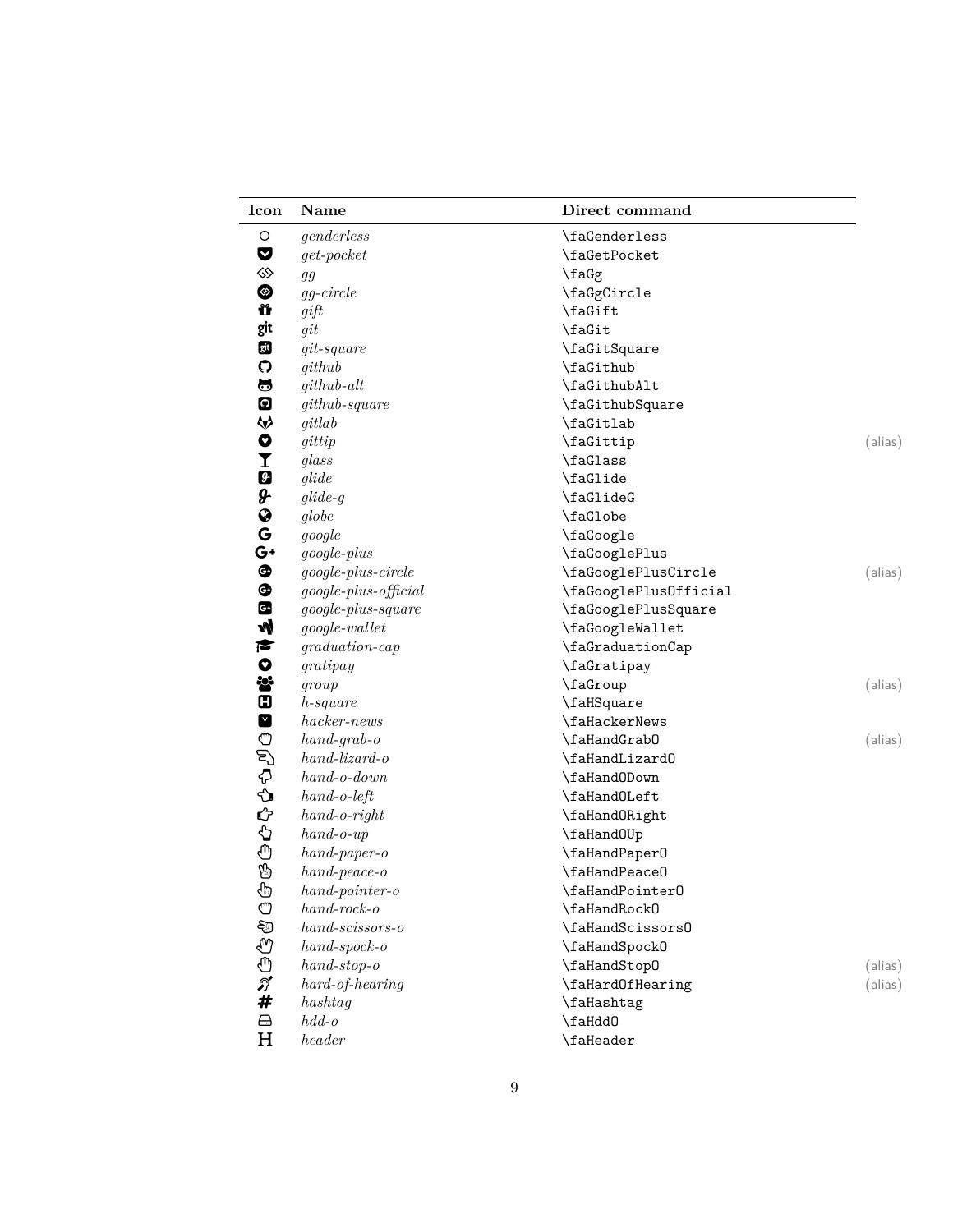| Icon | Name | Direct command | |
|---|---|---|---|
| | *genderless* | \faGenderless | |
| | *get-pocket* | \faGetPocket | |
| | *gg* | \faGg | |
| | *gg-circle* | \faGgCircle | |
| | *gift* | \faGift | |
| | *git* | \faGit | |
| | *git-square* | \faGitSquare | |
| | *github* | \faGithub | |
| | *github-alt* | \faGithubAlt | |
| | *github-square* | \faGithubSquare | |
| | *gitlab* | \faGitlab | |
| | *gittip* | \faGittip | (alias) |
| | *glass* | \faGlass | |
| | *glide* | \faGlide | |
| | *glide-g* | \faGlideG | |
| | *globe* | \faGlobe | |
| | *google* | \faGoogle | |
| | *google-plus* | \faGooglePlus | |
| | *google-plus-circle* | \faGooglePlusCircle | (alias) |
| | *google-plus-official* | \faGooglePlusOfficial | |
| | *google-plus-square* | \faGooglePlusSquare | |
| | *google-wallet* | \faGoogleWallet | |
| | *graduation-cap* | \faGraduationCap | |
| | *gratipay* | \faGratipay | |
| | *group* | \faGroup | (alias) |
| | *h-square* | \faHSquare | |
| | *hacker-news* | \faHackerNews | |
| | *hand-grab-o* | \faHandGrabO | (alias) |
| | *hand-lizard-o* | \faHandLizardO | |
| | *hand-o-down* | \faHandODown | |
| | *hand-o-left* | \faHandOLeft | |
| | *hand-o-right* | \faHandORight | |
| | *hand-o-up* | \faHandOUp | |
| | *hand-paper-o* | \faHandPaperO | |
| | *hand-peace-o* | \faHandPeaceO | |
| | *hand-pointer-o* | \faHandPointerO | |
| | *hand-rock-o* | \faHandRockO | |
| | *hand-scissors-o* | \faHandScissorsO | |
| | *hand-spock-o* | \faHandSpockO | |
| | *hand-stop-o* | \faHandStopO | (alias) |
| | *hard-of-hearing* | \faHardOfHearing | (alias) |
| | *hashtag* | \faHashtag | |
| | *hdd-o* | \faHddO | |
| | *header* | \faHeader | |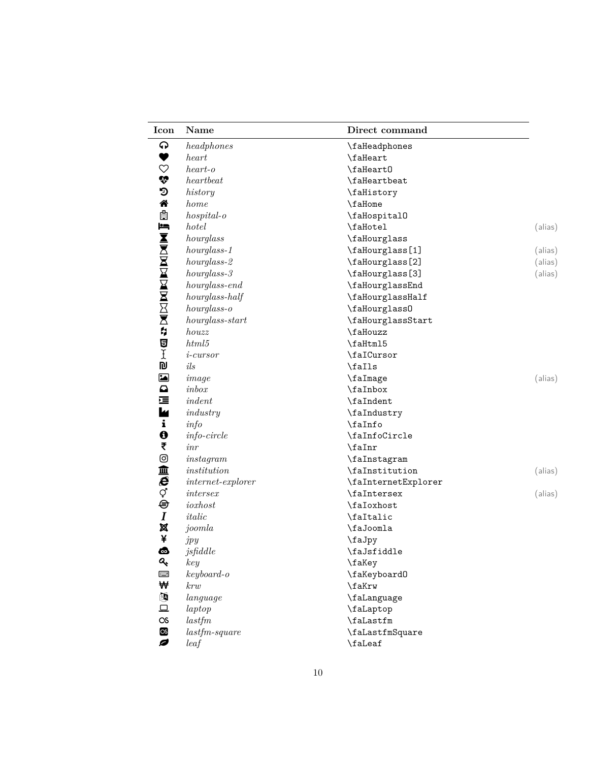| Icon | Name | Direct command | |
|---|---|---|---|
| | *headphones* | `\faHeadphones` | |
| | *heart* | `\faHeart` | |
| | *heart-o* | `\faHeartO` | |
| | *heartbeat* | `\faHeartbeat` | |
| | *history* | `\faHistory` | |
| | *home* | `\faHome` | |
| | *hospital-o* | `\faHospitalO` | |
| | *hotel* | `\faHotel` | (alias) |
| | *hourglass* | `\faHourglass` | |
| | *hourglass-1* | `\faHourglass[1]` | (alias) |
| | *hourglass-2* | `\faHourglass[2]` | (alias) |
| | *hourglass-3* | `\faHourglass[3]` | (alias) |
| | *hourglass-end* | `\faHourglassEnd` | |
| | *hourglass-half* | `\faHourglassHalf` | |
| | *hourglass-o* | `\faHourglassO` | |
| | *hourglass-start* | `\faHourglassStart` | |
| | *houzz* | `\faHouzz` | |
| | *html5* | `\faHtml5` | |
| | *i-cursor* | `\faICursor` | |
| | *ils* | `\faIls` | |
| | *image* | `\faImage` | (alias) |
| | *inbox* | `\faInbox` | |
| | *indent* | `\faIndent` | |
| | *industry* | `\faIndustry` | |
| | *info* | `\faInfo` | |
| | *info-circle* | `\faInfoCircle` | |
| | *inr* | `\faInr` | |
| | *instagram* | `\faInstagram` | |
| | *institution* | `\faInstitution` | (alias) |
| | *internet-explorer* | `\faInternetExplorer` | |
| | *intersex* | `\faIntersex` | (alias) |
| | *ioxhost* | `\faIoxhost` | |
| | *italic* | `\faItalic` | |
| | *joomla* | `\faJoomla` | |
| | *jpy* | `\faJpy` | |
| | *jsfiddle* | `\faJsfiddle` | |
| | *key* | `\faKey` | |
| | *keyboard-o* | `\faKeyboardO` | |
| | *krw* | `\faKrw` | |
| | *language* | `\faLanguage` | |
| | *laptop* | `\faLaptop` | |
| | *lastfm* | `\faLastfm` | |
| | *lastfm-square* | `\faLastfmSquare` | |
| | *leaf* | `\faLeaf` | |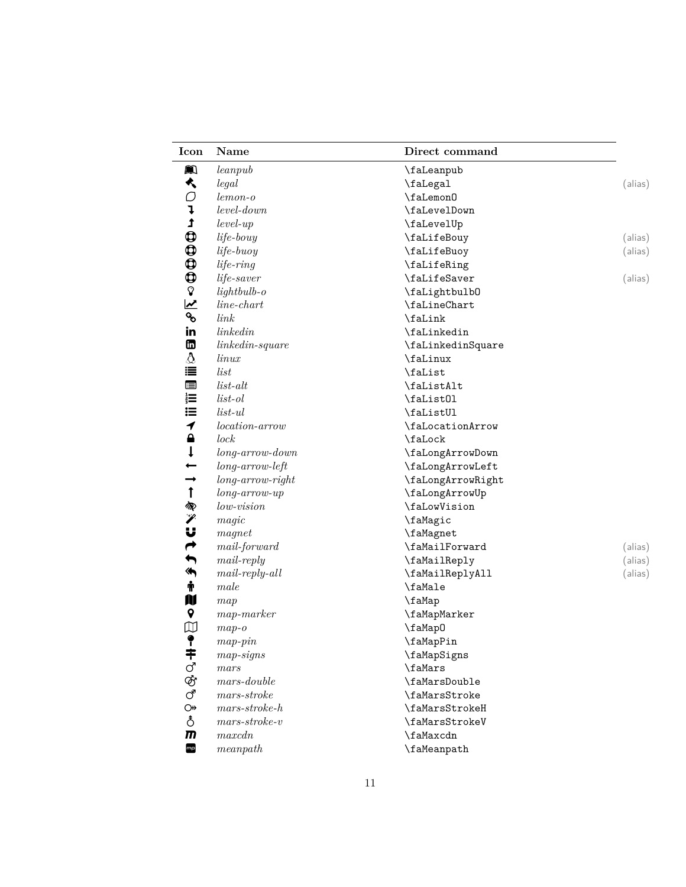| Icon | Name | Direct command | |
|---|---|---|---|
| | *leanpub* | \faLeanpub | |
| | *legal* | \faLegal | (alias) |
| | *lemon-o* | \faLemonO | |
| | *level-down* | \faLevelDown | |
| | *level-up* | \faLevelUp | |
| | *life-bouy* | \faLifeBouy | (alias) |
| | *life-buoy* | \faLifeBuoy | (alias) |
| | *life-ring* | \faLifeRing | |
| | *life-saver* | \faLifeSaver | (alias) |
| | *lightbulb-o* | \faLightbulbO | |
| | *line-chart* | \faLineChart | |
| | *link* | \faLink | |
| | *linkedin* | \faLinkedin | |
| | *linkedin-square* | \faLinkedinSquare | |
| | *linux* | \faLinux | |
| | *list* | \faList | |
| | *list-alt* | \faListAlt | |
| | *list-ol* | \faListOl | |
| | *list-ul* | \faListUl | |
| | *location-arrow* | \faLocationArrow | |
| | *lock* | \faLock | |
| | *long-arrow-down* | \faLongArrowDown | |
| | *long-arrow-left* | \faLongArrowLeft | |
| | *long-arrow-right* | \faLongArrowRight | |
| | *long-arrow-up* | \faLongArrowUp | |
| | *low-vision* | \faLowVision | |
| | *magic* | \faMagic | |
| | *magnet* | \faMagnet | |
| | *mail-forward* | \faMailForward | (alias) |
| | *mail-reply* | \faMailReply | (alias) |
| | *mail-reply-all* | \faMailReplyAll | (alias) |
| | *male* | \faMale | |
| | *map* | \faMap | |
| | *map-marker* | \faMapMarker | |
| | *map-o* | \faMapO | |
| | *map-pin* | \faMapPin | |
| | *map-signs* | \faMapSigns | |
| | *mars* | \faMars | |
| | *mars-double* | \faMarsDouble | |
| | *mars-stroke* | \faMarsStroke | |
| | *mars-stroke-h* | \faMarsStrokeH | |
| | *mars-stroke-v* | \faMarsStrokeV | |
| | *maxcdn* | \faMaxcdn | |
| | *meanpath* | \faMeanpath | |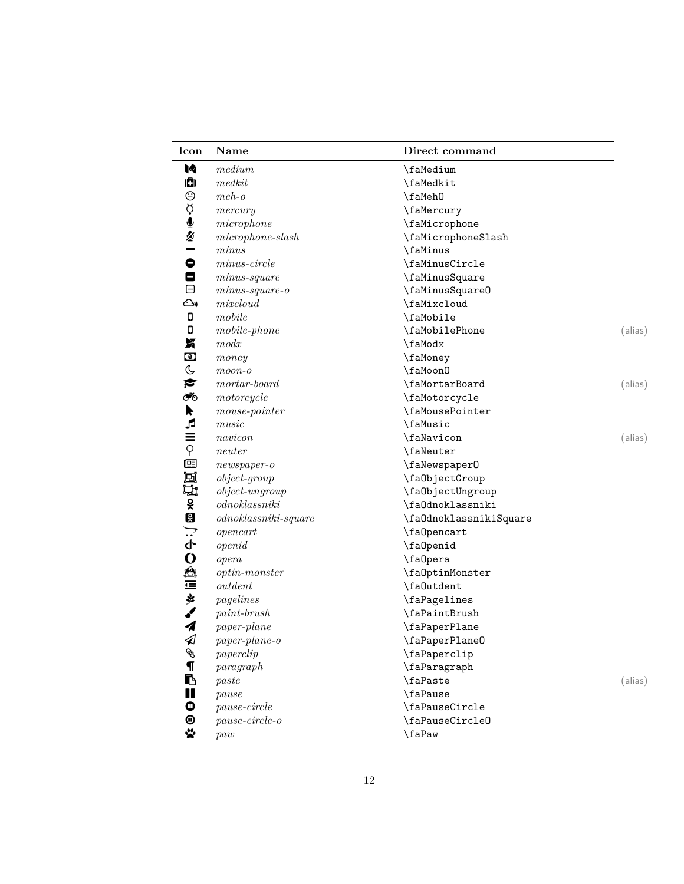| Icon | Name | Direct command | |
|---|---|---|---|
| | *medium* | \faMedium | |
| | *medkit* | \faMedkit | |
| | *meh-o* | \faMehO | |
| | *mercury* | \faMercury | |
| | *microphone* | \faMicrophone | |
| | *microphone-slash* | \faMicrophoneSlash | |
| | *minus* | \faMinus | |
| | *minus-circle* | \faMinusCircle | |
| | *minus-square* | \faMinusSquare | |
| | *minus-square-o* | \faMinusSquareO | |
| | *mixcloud* | \faMixcloud | |
| | *mobile* | \faMobile | |
| | *mobile-phone* | \faMobilePhone | (alias) |
| | *modx* | \faModx | |
| | *money* | \faMoney | |
| | *moon-o* | \faMoonO | |
| | *mortar-board* | \faMortarBoard | (alias) |
| | *motorcycle* | \faMotorcycle | |
| | *mouse-pointer* | \faMousePointer | |
| | *music* | \faMusic | |
| | *navicon* | \faNavicon | (alias) |
| | *neuter* | \faNeuter | |
| | *newspaper-o* | \faNewspaperO | |
| | *object-group* | \faObjectGroup | |
| | *object-ungroup* | \faObjectUngroup | |
| | *odnoklassniki* | \faOdnoklassniki | |
| | *odnoklassniki-square* | \faOdnoklassnikiSquare | |
| | *opencart* | \faOpencart | |
| | *openid* | \faOpenid | |
| | *opera* | \faOpera | |
| | *optin-monster* | \faOptinMonster | |
| | *outdent* | \faOutdent | |
| | *pagelines* | \faPagelines | |
| | *paint-brush* | \faPaintBrush | |
| | *paper-plane* | \faPaperPlane | |
| | *paper-plane-o* | \faPaperPlaneO | |
| | *paperclip* | \faPaperclip | |
| | *paragraph* | \faParagraph | |
| | *paste* | \faPaste | (alias) |
| | *pause* | \faPause | |
| | *pause-circle* | \faPauseCircle | |
| | *pause-circle-o* | \faPauseCircleO | |
| | *paw* | \faPaw | |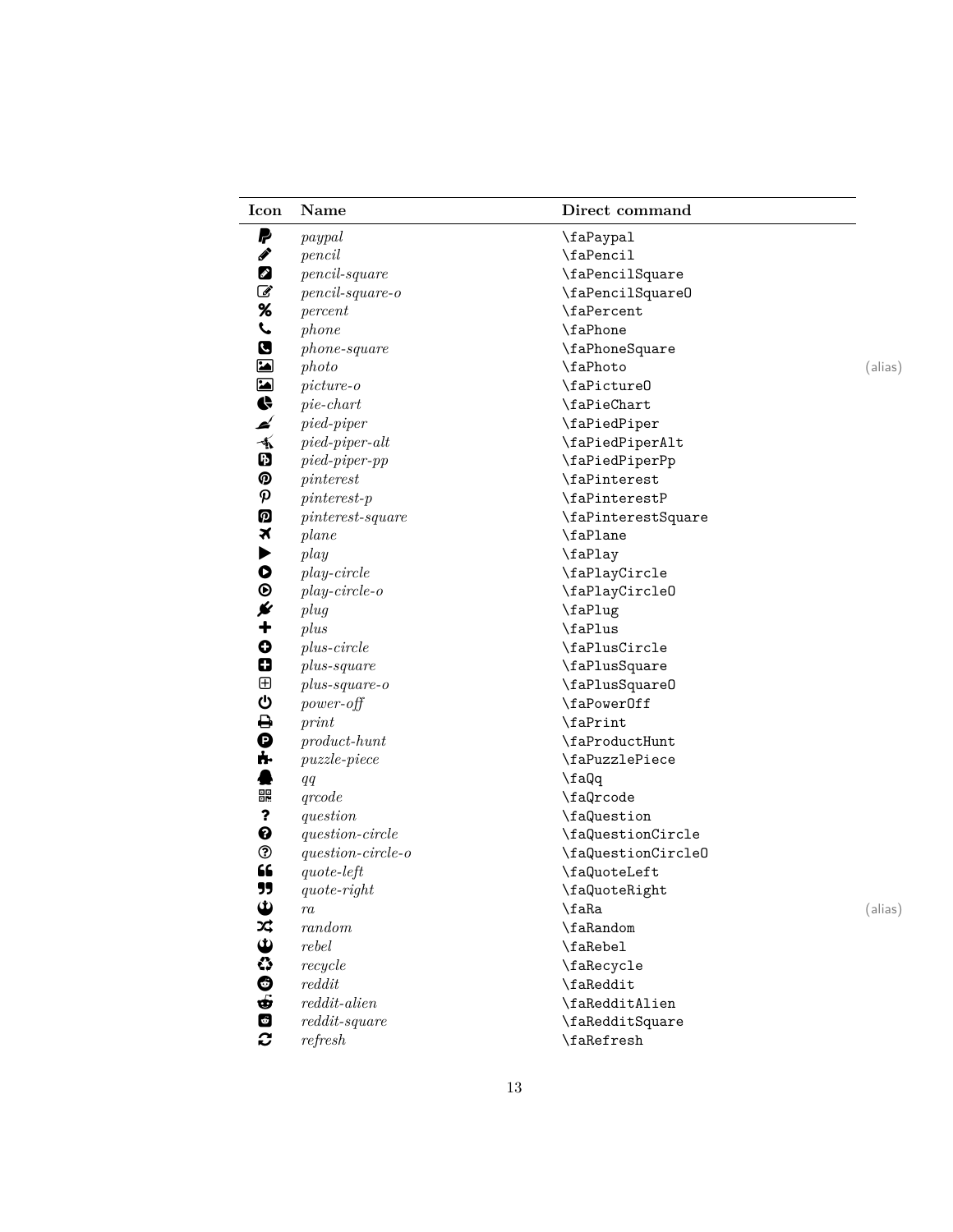| Icon | Name | Direct command | |
|---|---|---|---|
| | *paypal* | `\faPaypal` | |
| | *pencil* | `\faPencil` | |
| | *pencil-square* | `\faPencilSquare` | |
| | *pencil-square-o* | `\faPencilSquareO` | |
| | *percent* | `\faPercent` | |
| | *phone* | `\faPhone` | |
| | *phone-square* | `\faPhoneSquare` | |
| | *photo* | `\faPhoto` | (alias) |
| | *picture-o* | `\faPictureO` | |
| | *pie-chart* | `\faPieChart` | |
| | *pied-piper* | `\faPiedPiper` | |
| | *pied-piper-alt* | `\faPiedPiperAlt` | |
| | *pied-piper-pp* | `\faPiedPiperPp` | |
| | *pinterest* | `\faPinterest` | |
| | *pinterest-p* | `\faPinterestP` | |
| | *pinterest-square* | `\faPinterestSquare` | |
| | *plane* | `\faPlane` | |
| | *play* | `\faPlay` | |
| | *play-circle* | `\faPlayCircle` | |
| | *play-circle-o* | `\faPlayCircleO` | |
| | *plug* | `\faPlug` | |
| | *plus* | `\faPlus` | |
| | *plus-circle* | `\faPlusCircle` | |
| | *plus-square* | `\faPlusSquare` | |
| | *plus-square-o* | `\faPlusSquareO` | |
| | *power-off* | `\faPowerOff` | |
| | *print* | `\faPrint` | |
| | *product-hunt* | `\faProductHunt` | |
| | *puzzle-piece* | `\faPuzzlePiece` | |
| | *qq* | `\faQq` | |
| | *qrcode* | `\faQrcode` | |
| | *question* | `\faQuestion` | |
| | *question-circle* | `\faQuestionCircle` | |
| | *question-circle-o* | `\faQuestionCircleO` | |
| | *quote-left* | `\faQuoteLeft` | |
| | *quote-right* | `\faQuoteRight` | |
| | *ra* | `\faRa` | (alias) |
| | *random* | `\faRandom` | |
| | *rebel* | `\faRebel` | |
| | *recycle* | `\faRecycle` | |
| | *reddit* | `\faReddit` | |
| | *reddit-alien* | `\faRedditAlien` | |
| | *reddit-square* | `\faRedditSquare` | |
| | *refresh* | `\faRefresh` | |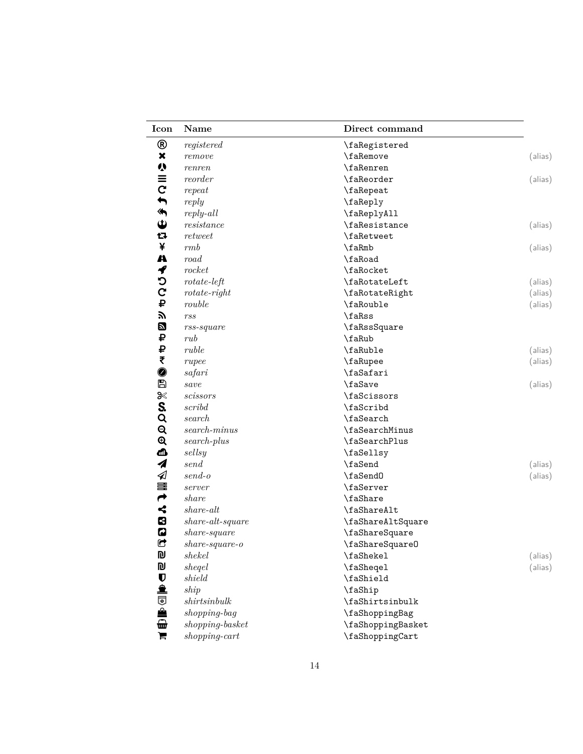| Icon | Name | Direct command | |
|---|---|---|---|
| | *registered* | `\faRegistered` | |
| | *remove* | `\faRemove` | (alias) |
| | *renren* | `\faRenren` | |
| | *reorder* | `\faReorder` | (alias) |
| | *repeat* | `\faRepeat` | |
| | *reply* | `\faReply` | |
| | *reply-all* | `\faReplyAll` | |
| | *resistance* | `\faResistance` | (alias) |
| | *retweet* | `\faRetweet` | |
| | *rmb* | `\faRmb` | (alias) |
| | *road* | `\faRoad` | |
| | *rocket* | `\faRocket` | |
| | *rotate-left* | `\faRotateLeft` | (alias) |
| | *rotate-right* | `\faRotateRight` | (alias) |
| | *rouble* | `\faRouble` | (alias) |
| | *rss* | `\faRss` | |
| | *rss-square* | `\faRssSquare` | |
| | *rub* | `\faRub` | |
| | *ruble* | `\faRuble` | (alias) |
| | *rupee* | `\faRupee` | (alias) |
| | *safari* | `\faSafari` | |
| | *save* | `\faSave` | (alias) |
| | *scissors* | `\faScissors` | |
| | *scribd* | `\faScribd` | |
| | *search* | `\faSearch` | |
| | *search-minus* | `\faSearchMinus` | |
| | *search-plus* | `\faSearchPlus` | |
| | *sellsy* | `\faSellsy` | |
| | *send* | `\faSend` | (alias) |
| | *send-o* | `\faSendO` | (alias) |
| | *server* | `\faServer` | |
| | *share* | `\faShare` | |
| | *share-alt* | `\faShareAlt` | |
| | *share-alt-square* | `\faShareAltSquare` | |
| | *share-square* | `\faShareSquare` | |
| | *share-square-o* | `\faShareSquareO` | |
| | *shekel* | `\faShekel` | (alias) |
| | *sheqel* | `\faSheqel` | (alias) |
| | *shield* | `\faShield` | |
| | *ship* | `\faShip` | |
| | *shirtsinbulk* | `\faShirtsinbulk` | |
| | *shopping-bag* | `\faShoppingBag` | |
| | *shopping-basket* | `\faShoppingBasket` | |
| | *shopping-cart* | `\faShoppingCart` | |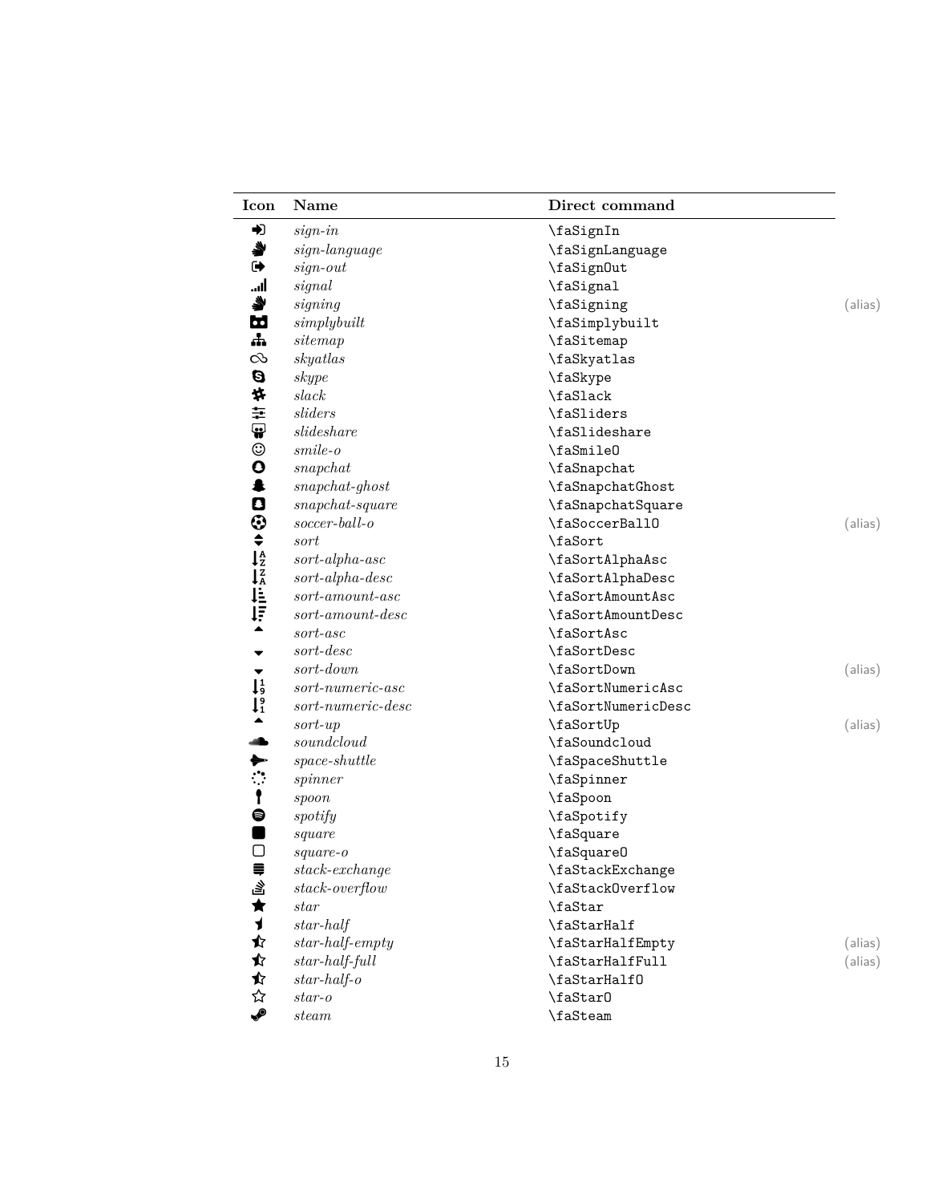| Icon | Name | Direct command | |
|---|---|---|---|
| | *sign-in* | \faSignIn | |
| | *sign-language* | \faSignLanguage | |
| | *sign-out* | \faSignOut | |
| | *signal* | \faSignal | |
| | *signing* | \faSigning | (alias) |
| | *simplybuilt* | \faSimplybuilt | |
| | *sitemap* | \faSitemap | |
| | *skyatlas* | \faSkyatlas | |
| | *skype* | \faSkype | |
| | *slack* | \faSlack | |
| | *sliders* | \faSliders | |
| | *slideshare* | \faSlideshare | |
| | *smile-o* | \faSmileO | |
| | *snapchat* | \faSnapchat | |
| | *snapchat-ghost* | \faSnapchatGhost | |
| | *snapchat-square* | \faSnapchatSquare | |
| | *soccer-ball-o* | \faSoccerBallO | (alias) |
| | *sort* | \faSort | |
| | *sort-alpha-asc* | \faSortAlphaAsc | |
| | *sort-alpha-desc* | \faSortAlphaDesc | |
| | *sort-amount-asc* | \faSortAmountAsc | |
| | *sort-amount-desc* | \faSortAmountDesc | |
| | *sort-asc* | \faSortAsc | |
| | *sort-desc* | \faSortDesc | |
| | *sort-down* | \faSortDown | (alias) |
| | *sort-numeric-asc* | \faSortNumericAsc | |
| | *sort-numeric-desc* | \faSortNumericDesc | |
| | *sort-up* | \faSortUp | (alias) |
| | *soundcloud* | \faSoundcloud | |
| | *space-shuttle* | \faSpaceShuttle | |
| | *spinner* | \faSpinner | |
| | *spoon* | \faSpoon | |
| | *spotify* | \faSpotify | |
| | *square* | \faSquare | |
| | *square-o* | \faSquareO | |
| | *stack-exchange* | \faStackExchange | |
| | *stack-overflow* | \faStackOverflow | |
| | *star* | \faStar | |
| | *star-half* | \faStarHalf | |
| | *star-half-empty* | \faStarHalfEmpty | (alias) |
| | *star-half-full* | \faStarHalfFull | (alias) |
| | *star-half-o* | \faStarHalfO | |
| | *star-o* | \faStarO | |
| | *steam* | \faSteam | |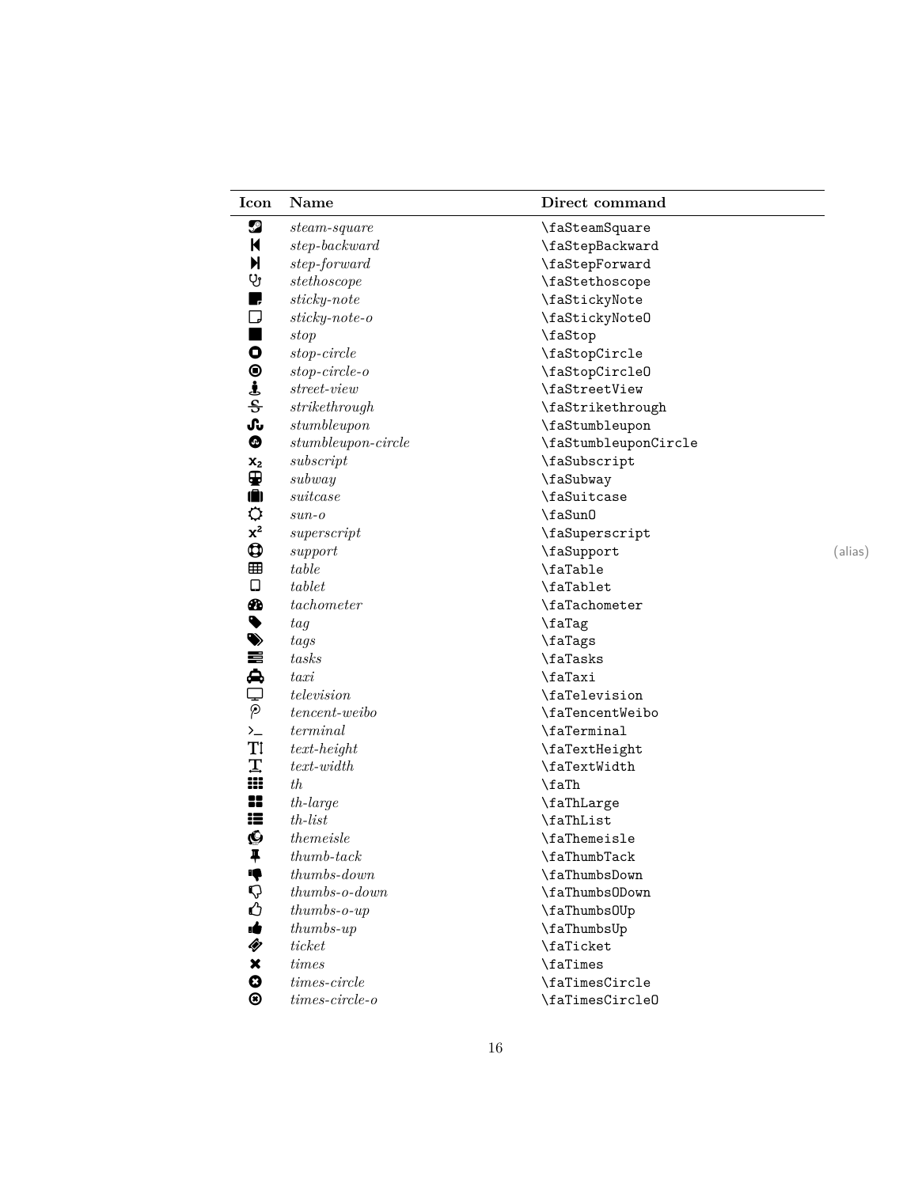| Icon | Name | Direct command | |
|---|---|---|---|
| | *steam-square* | \faSteamSquare | |
| | *step-backward* | \faStepBackward | |
| | *step-forward* | \faStepForward | |
| | *stethoscope* | \faStethoscope | |
| | *sticky-note* | \faStickyNote | |
| | *sticky-note-o* | \faStickyNoteO | |
| | *stop* | \faStop | |
| | *stop-circle* | \faStopCircle | |
| | *stop-circle-o* | \faStopCircleO | |
| | *street-view* | \faStreetView | |
| | *strikethrough* | \faStrikethrough | |
| | *stumbleupon* | \faStumbleupon | |
| | *stumbleupon-circle* | \faStumbleuponCircle | |
| | *subscript* | \faSubscript | |
| | *subway* | \faSubway | |
| | *suitcase* | \faSuitcase | |
| | *sun-o* | \faSunO | |
| | *superscript* | \faSuperscript | |
| | *support* | \faSupport | (alias) |
| | *table* | \faTable | |
| | *tablet* | \faTablet | |
| | *tachometer* | \faTachometer | |
| | *tag* | \faTag | |
| | *tags* | \faTags | |
| | *tasks* | \faTasks | |
| | *taxi* | \faTaxi | |
| | *television* | \faTelevision | |
| | *tencent-weibo* | \faTencentWeibo | |
| | *terminal* | \faTerminal | |
| | *text-height* | \faTextHeight | |
| | *text-width* | \faTextWidth | |
| | *th* | \faTh | |
| | *th-large* | \faThLarge | |
| | *th-list* | \faThList | |
| | *themeisle* | \faThemeisle | |
| | *thumb-tack* | \faThumbTack | |
| | *thumbs-down* | \faThumbsDown | |
| | *thumbs-o-down* | \faThumbsODown | |
| | *thumbs-o-up* | \faThumbsOUp | |
| | *thumbs-up* | \faThumbsUp | |
| | *ticket* | \faTicket | |
| | *times* | \faTimes | |
| | *times-circle* | \faTimesCircle | |
| | *times-circle-o* | \faTimesCircleO | |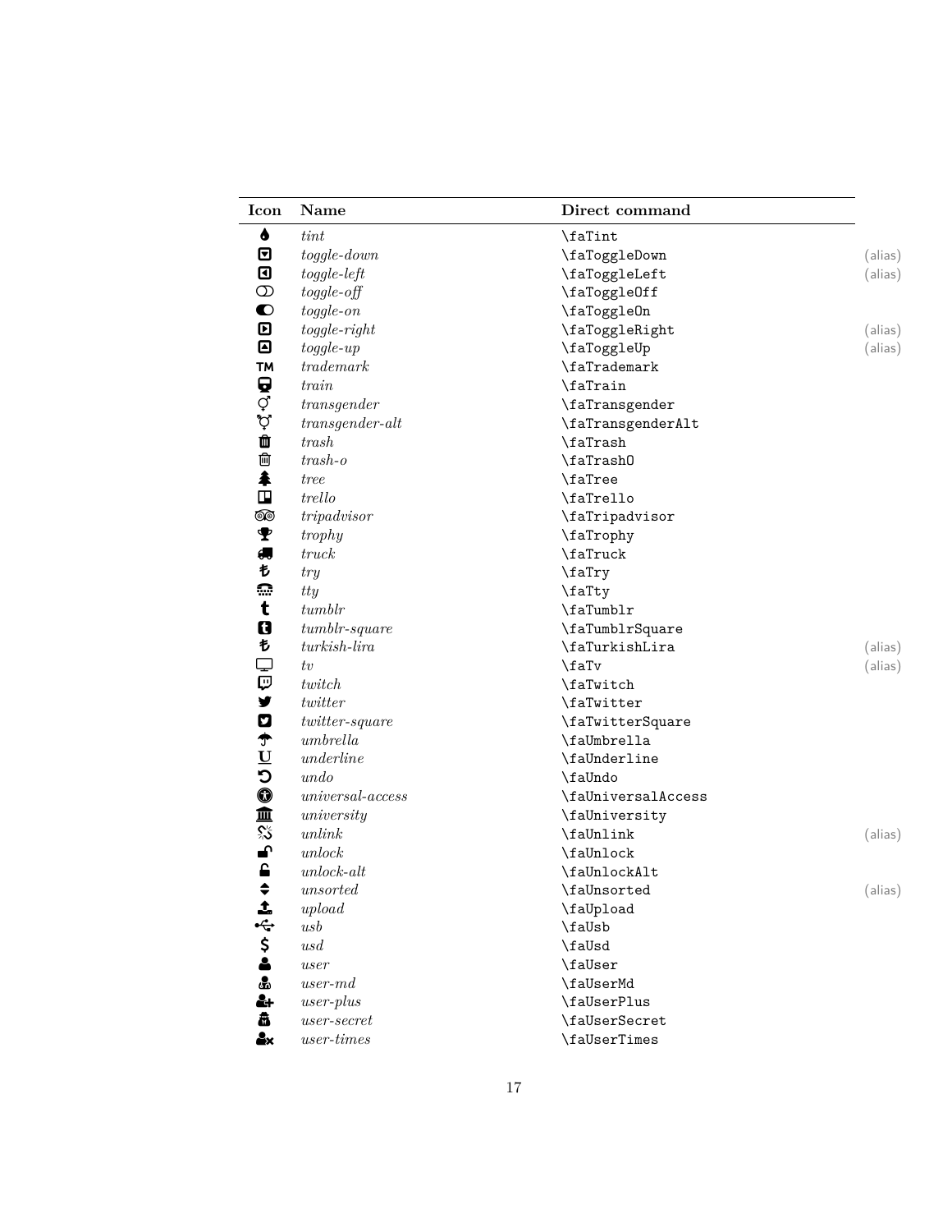| Icon | Name | Direct command | |
|---|---|---|---|
| | *tint* | \faTint | |
| | *toggle-down* | \faToggleDown | (alias) |
| | *toggle-left* | \faToggleLeft | (alias) |
| | *toggle-off* | \faToggleOff | |
| | *toggle-on* | \faToggleOn | |
| | *toggle-right* | \faToggleRight | (alias) |
| | *toggle-up* | \faToggleUp | (alias) |
| TM | *trademark* | \faTrademark | |
| | *train* | \faTrain | |
| | *transgender* | \faTransgender | |
| | *transgender-alt* | \faTransgenderAlt | |
| | *trash* | \faTrash | |
| | *trash-o* | \faTrashO | |
| | *tree* | \faTree | |
| | *trello* | \faTrello | |
| | *tripadvisor* | \faTripadvisor | |
| | *trophy* | \faTrophy | |
| | *truck* | \faTruck | |
| | *try* | \faTry | |
| | *tty* | \faTty | |
| | *tumblr* | \faTumblr | |
| | *tumblr-square* | \faTumblrSquare | |
| | *turkish-lira* | \faTurkishLira | (alias) |
| | *tv* | \faTv | (alias) |
| | *twitch* | \faTwitch | |
| | *twitter* | \faTwitter | |
| | *twitter-square* | \faTwitterSquare | |
| | *umbrella* | \faUmbrella | |
| U | *underline* | \faUnderline | |
| | *undo* | \faUndo | |
| | *universal-access* | \faUniversalAccess | |
| | *university* | \faUniversity | |
| | *unlink* | \faUnlink | (alias) |
| | *unlock* | \faUnlock | |
| | *unlock-alt* | \faUnlockAlt | |
| | *unsorted* | \faUnsorted | (alias) |
| | *upload* | \faUpload | |
| | *usb* | \faUsb | |
| $ | *usd* | \faUsd | |
| | *user* | \faUser | |
| | *user-md* | \faUserMd | |
| | *user-plus* | \faUserPlus | |
| | *user-secret* | \faUserSecret | |
| | *user-times* | \faUserTimes | |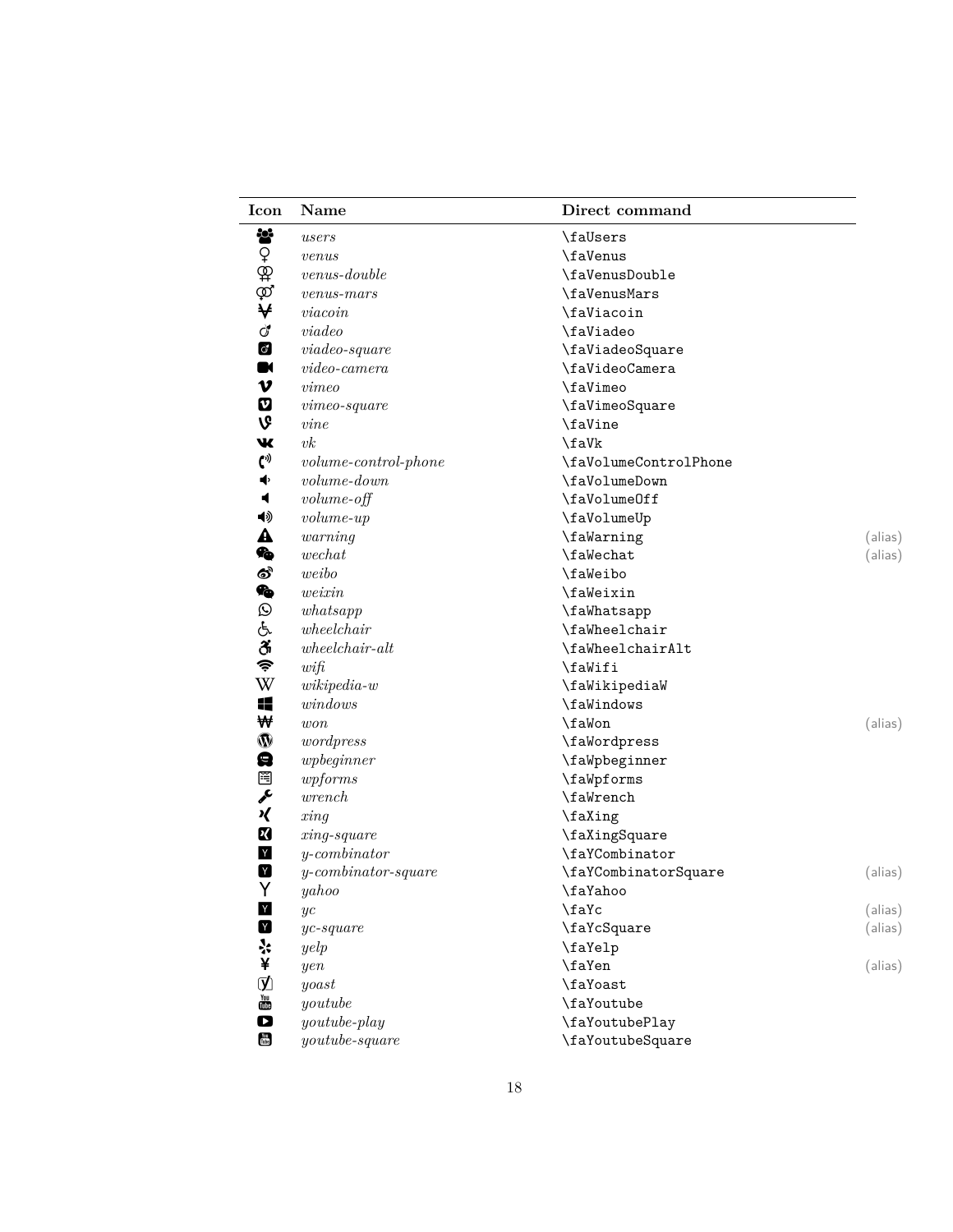| Icon | Name | Direct command | |
|---|---|---|---|
| | *users* | \faUsers | |
| | *venus* | \faVenus | |
| | *venus-double* | \faVenusDouble | |
| | *venus-mars* | \faVenusMars | |
| | *viacoin* | \faViacoin | |
| | *viadeo* | \faViadeo | |
| | *viadeo-square* | \faViadeoSquare | |
| | *video-camera* | \faVideoCamera | |
| | *vimeo* | \faVimeo | |
| | *vimeo-square* | \faVimeoSquare | |
| | *vine* | \faVine | |
| | *vk* | \faVk | |
| | *volume-control-phone* | \faVolumeControlPhone | |
| | *volume-down* | \faVolumeDown | |
| | *volume-off* | \faVolumeOff | |
| | *volume-up* | \faVolumeUp | |
| | *warning* | \faWarning | (alias) |
| | *wechat* | \faWechat | (alias) |
| | *weibo* | \faWeibo | |
| | *weixin* | \faWeixin | |
| | *whatsapp* | \faWhatsapp | |
| | *wheelchair* | \faWheelchair | |
| | *wheelchair-alt* | \faWheelchairAlt | |
| | *wifi* | \faWifi | |
| | *wikipedia-w* | \faWikipediaW | |
| | *windows* | \faWindows | |
| | *won* | \faWon | (alias) |
| | *wordpress* | \faWordpress | |
| | *wpbeginner* | \faWpbeginner | |
| | *wpforms* | \faWpforms | |
| | *wrench* | \faWrench | |
| | *xing* | \faXing | |
| | *xing-square* | \faXingSquare | |
| | *y-combinator* | \faYCombinator | |
| | *y-combinator-square* | \faYCombinatorSquare | (alias) |
| | *yahoo* | \faYahoo | |
| | *yc* | \faYc | (alias) |
| | *yc-square* | \faYcSquare | (alias) |
| | *yelp* | \faYelp | |
| | *yen* | \faYen | (alias) |
| | *yoast* | \faYoast | |
| | *youtube* | \faYoutube | |
| | *youtube-play* | \faYoutubePlay | |
| | *youtube-square* | \faYoutubeSquare | |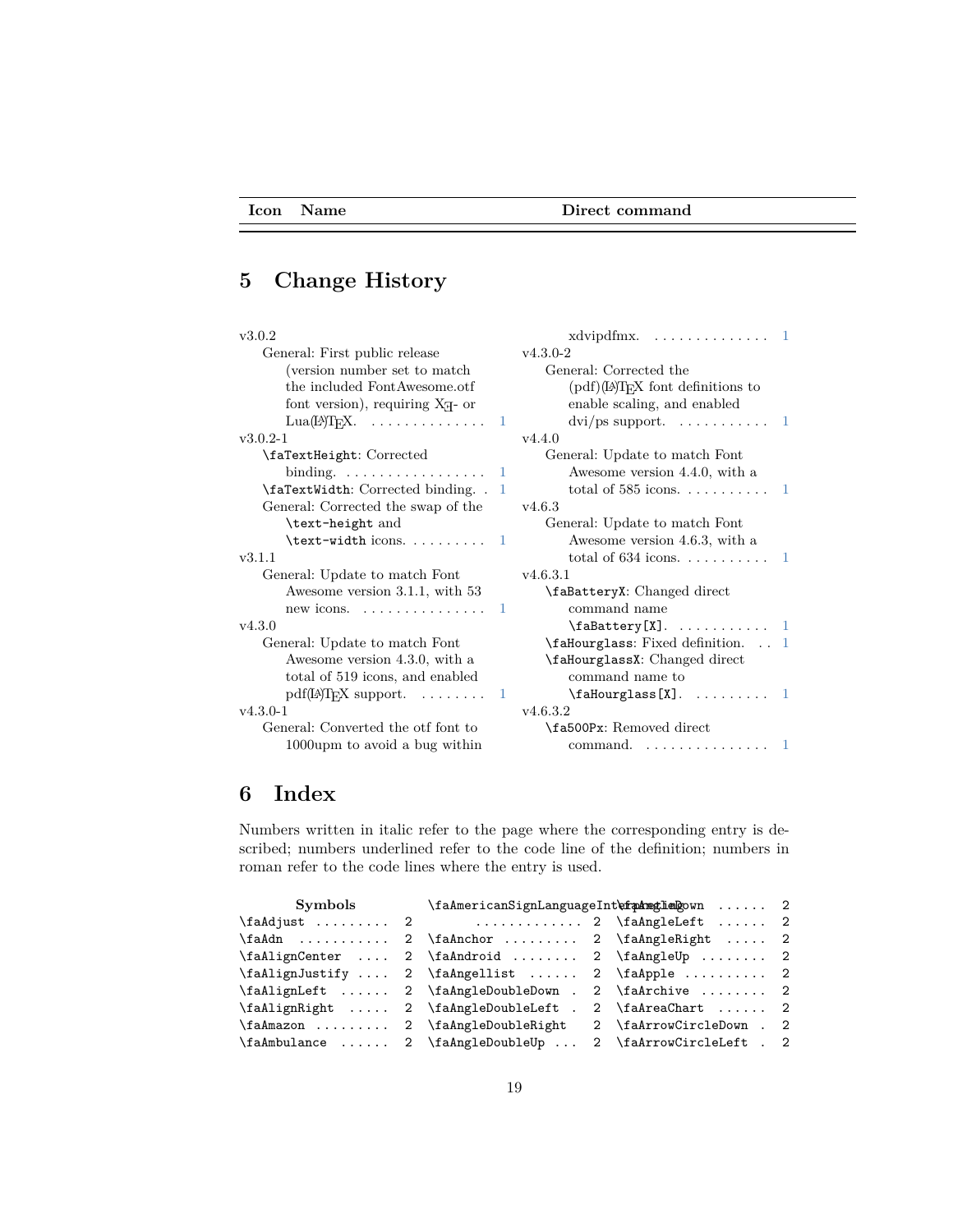| Icon | Name | Direct command |
|---|---|---|

## 5 Change History

v3.0.2

- General: First public release (version number set to match the included FontAwesome.otf font version), requiring XƎ- or Lua(LA)TEX. . . . . . . . . . . . . . 1

v3.0.2-1

- \faTextHeight: Corrected binding. . . . . . . . . . . . . . . . . 1
- \faTextWidth: Corrected binding. . 1
- General: Corrected the swap of the \text-height and \text-width icons. . . . . . . . . . 1

v3.1.1

- General: Update to match Font Awesome version 3.1.1, with 53 new icons. . . . . . . . . . . . . . . 1

v4.3.0

- General: Update to match Font Awesome version 4.3.0, with a total of 519 icons, and enabled pdf(LA)TEX support. . . . . . . . 1

v4.3.0-1

- General: Converted the otf font to 1000upm to avoid a bug within xdvipdfmx. . . . . . . . . . . . . . 1

v4.3.0-2

- General: Corrected the (pdf)(LA)TEX font definitions to enable scaling, and enabled dvi/ps support. . . . . . . . . . . 1

v4.4.0

- General: Update to match Font Awesome version 4.4.0, with a total of 585 icons. . . . . . . . . . 1

v4.6.3

- General: Update to match Font Awesome version 4.6.3, with a total of 634 icons. . . . . . . . . . 1

v4.6.3.1

- \faBatteryX: Changed direct command name \faBattery[X]. . . . . . . . . . . 1
- \faHourglass: Fixed definition. . . 1
- \faHourglassX: Changed direct command name to \faHourglass[X]. . . . . . . . . 1

v4.6.3.2

- \fa500Px: Removed direct command. . . . . . . . . . . . . . . 1

## 6 Index

Numbers written in italic refer to the page where the corresponding entry is described; numbers underlined refer to the code line of the definition; numbers in roman refer to the code lines where the entry is used.

**Symbols**

\faAdjust . . . . . . . . . 2
\faAdn . . . . . . . . . . . 2
\faAlignCenter . . . . 2
\faAlignJustify . . . . 2
\faAlignLeft . . . . . . 2
\faAlignRight . . . . . 2
\faAmazon . . . . . . . . . 2
\faAmbulance . . . . . . 2
\faAmericanSignLanguageInterpreting . . . . . . . . . . . . . 2
\faAnchor . . . . . . . . . 2
\faAndroid . . . . . . . . 2
\faAngellist . . . . . . 2
\faAngleDoubleDown . 2
\faAngleDoubleLeft . 2
\faAngleDoubleRight 2
\faAngleDoubleUp . . . 2
\faAngleDown . . . . . . 2
\faAngleLeft . . . . . . 2
\faAngleRight . . . . . 2
\faAngleUp . . . . . . . . 2
\faApple . . . . . . . . . . 2
\faArchive . . . . . . . . 2
\faAreaChart . . . . . . 2
\faArrowCircleDown . 2
\faArrowCircleLeft . 2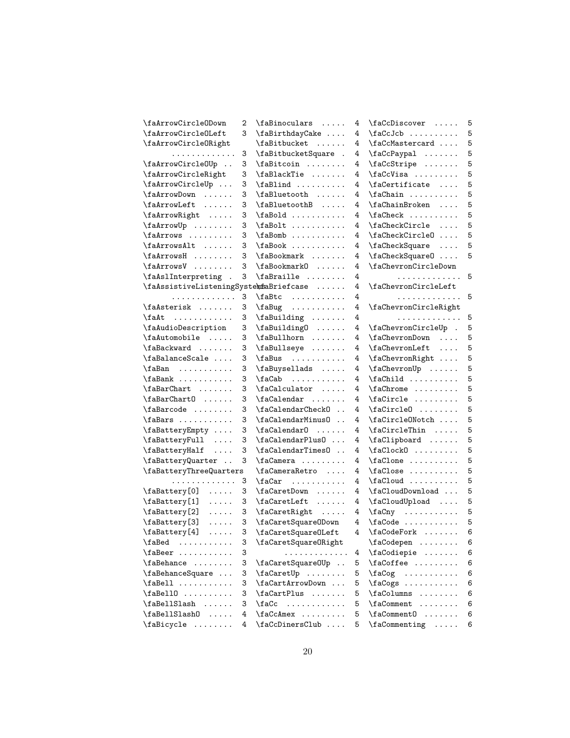\faArrowCircleODown 2
\faArrowCircleOLeft 3
\faArrowCircleORight 3
\faArrowCircleOUp 3
\faArrowCircleRight 3
\faArrowCircleUp 3
\faArrowDown 3
\faArrowLeft 3
\faArrowRight 3
\faArrowUp 3
\faArrows 3
\faArrowsAlt 3
\faArrowsH 3
\faArrowsV 3
\faAslInterpreting 3
\faAssistiveListeningSystems 3
\faAsterisk 3
\faAt 3
\faAudioDescription 3
\faAutomobile 3
\faBackward 3
\faBalanceScale 3
\faBan 3
\faBank 3
\faBarChart 3
\faBarChartO 3
\faBarcode 3
\faBars 3
\faBatteryEmpty 3
\faBatteryFull 3
\faBatteryHalf 3
\faBatteryQuarter 3
\faBatteryThreeQuarters 3
\faBattery[0] 3
\faBattery[1] 3
\faBattery[2] 3
\faBattery[3] 3
\faBattery[4] 3
\faBed 3
\faBeer 3
\faBehance 3
\faBehanceSquare 3
\faBell 3
\faBellO 3
\faBellSlash 3
\faBellSlashO 4
\faBicycle 4
\faBinoculars 4
\faBirthdayCake 4
\faBitbucket 4
\faBitbucketSquare 4
\faBitcoin 4
\faBlackTie 4
\faBlind 4
\faBluetooth 4
\faBluetoothB 4
\faBold 4
\faBolt 4
\faBomb 4
\faBook 4
\faBookmark 4
\faBookmarkO 4
\faBraille 4
\faBriefcase 4
\faBtc 4
\faBug 4
\faBuilding 4
\faBuildingO 4
\faBullhorn 4
\faBullseye 4
\faBus 4
\faBuysellads 4
\faCab 4
\faCalculator 4
\faCalendar 4
\faCalendarCheckO 4
\faCalendarMinusO 4
\faCalendarO 4
\faCalendarPlusO 4
\faCalendarTimesO 4
\faCamera 4
\faCameraRetro 4
\faCar 4
\faCaretDown 4
\faCaretLeft 4
\faCaretRight 4
\faCaretSquareODown 4
\faCaretSquareOLeft 4
\faCaretSquareORight 4
\faCaretSquareOUp 5
\faCaretUp 5
\faCartArrowDown 5
\faCartPlus 5
\faCc 5
\faCcAmex 5
\faCcDinersClub 5
\faCcDiscover 5
\faCcJcb 5
\faCcMastercard 5
\faCcPaypal 5
\faCcStripe 5
\faCcVisa 5
\faCertificate 5
\faChain 5
\faChainBroken 5
\faCheck 5
\faCheckCircle 5
\faCheckCircleO 5
\faCheckSquare 5
\faCheckSquareO 5
\faChevronCircleDown 5
\faChevronCircleLeft 5
\faChevronCircleRight 5
\faChevronCircleUp 5
\faChevronDown 5
\faChevronLeft 5
\faChevronRight 5
\faChevronUp 5
\faChild 5
\faChrome 5
\faCircle 5
\faCircleO 5
\faCircleONotch 5
\faCircleThin 5
\faClipboard 5
\faClockO 5
\faClone 5
\faClose 5
\faCloud 5
\faCloudDownload 5
\faCloudUpload 5
\faCny 5
\faCode 5
\faCodeFork 6
\faCodepen 6
\faCodiepie 6
\faCoffee 6
\faCog 6
\faCogs 6
\faColumns 6
\faComment 6
\faCommentO 6
\faCommenting 6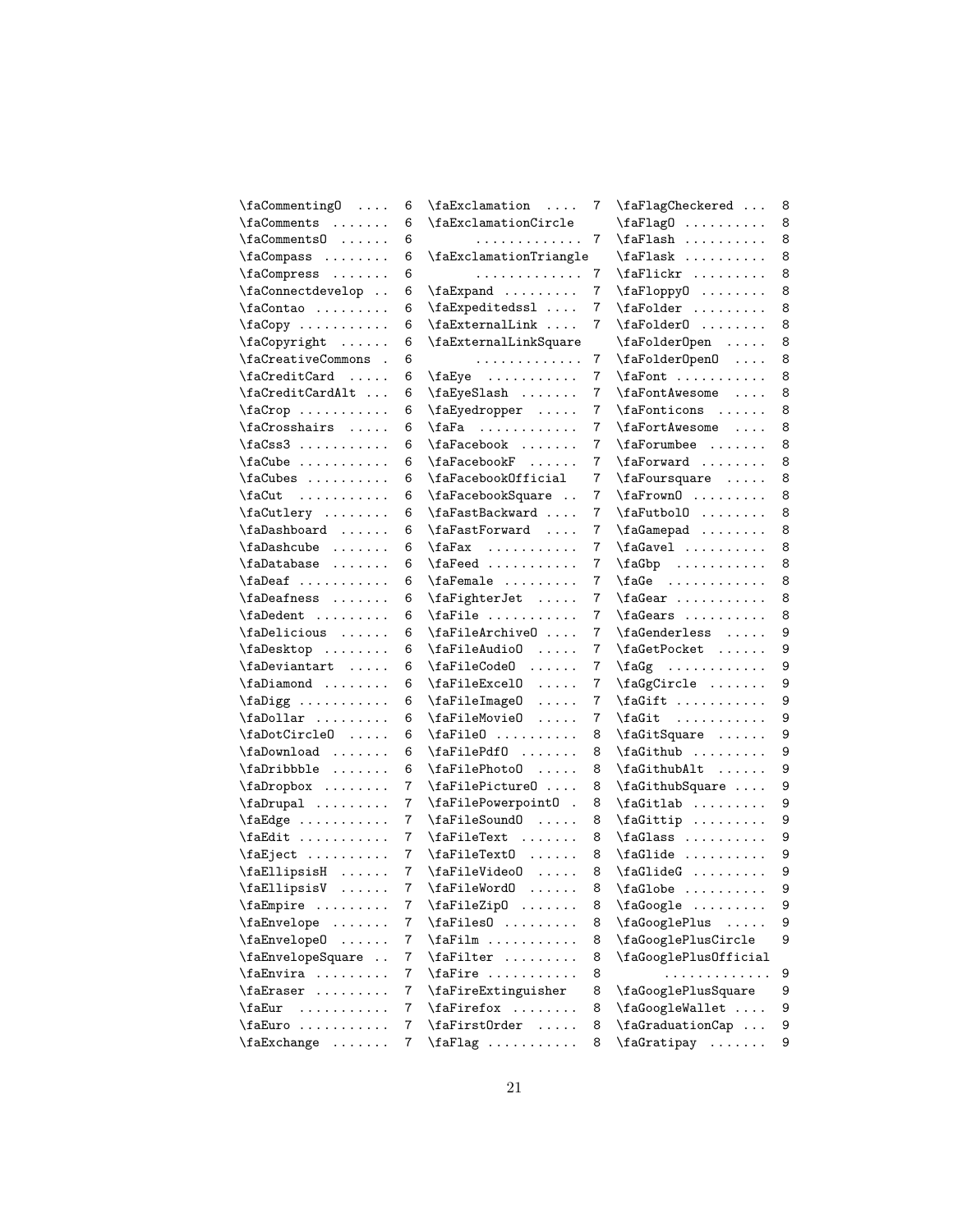\faCommentingO .... 6
\faComments ....... 6
\faCommentsO ...... 6
\faCompass ........ 6
\faCompress ....... 6
\faConnectdevelop .. 6
\faContao ......... 6
\faCopy ........... 6
\faCopyright ...... 6
\faCreativeCommons . 6
\faCreditCard ..... 6
\faCreditCardAlt ... 6
\faCrop ........... 6
\faCrosshairs ..... 6
\faCss3 ........... 6
\faCube ........... 6
\faCubes .......... 6
\faCut ........... 6
\faCutlery ........ 6
\faDashboard ...... 6
\faDashcube ....... 6
\faDatabase ....... 6
\faDeaf ........... 6
\faDeafness ....... 6
\faDedent ......... 6
\faDelicious ...... 6
\faDesktop ........ 6
\faDeviantart ..... 6
\faDiamond ........ 6
\faDigg ........... 6
\faDollar ......... 6
\faDotCircleO ..... 6
\faDownload ....... 6
\faDribbble ....... 6
\faDropbox ........ 7
\faDrupal ......... 7
\faEdge ........... 7
\faEdit ........... 7
\faEject .......... 7
\faEllipsisH ...... 7
\faEllipsisV ...... 7
\faEmpire ......... 7
\faEnvelope ....... 7
\faEnvelopeO ...... 7
\faEnvelopeSquare .. 7
\faEnvira ......... 7
\faEraser ......... 7
\faEur ........... 7
\faEuro ........... 7
\faExchange ....... 7
\faExclamation .... 7
\faExclamationCircle ............. 7
\faExclamationTriangle ............. 7
\faExpand ......... 7
\faExpeditedssl .... 7
\faExternalLink .... 7
\faExternalLinkSquare ............. 7
\faEye ........... 7
\faEyeSlash ....... 7
\faEyedropper ..... 7
\faFa ............ 7
\faFacebook ....... 7
\faFacebookF ...... 7
\faFacebookOfficial 7
\faFacebookSquare .. 7
\faFastBackward .... 7
\faFastForward .... 7
\faFax ........... 7
\faFeed ........... 7
\faFemale ......... 7
\faFighterJet ..... 7
\faFile ........... 7
\faFileArchiveO .... 7
\faFileAudioO ..... 7
\faFileCodeO ...... 7
\faFileExcelO ..... 7
\faFileImageO ..... 7
\faFileMovieO ..... 7
\faFileO .......... 8
\faFilePdfO ....... 8
\faFilePhotoO ..... 8
\faFilePictureO .... 8
\faFilePowerpointO . 8
\faFileSoundO ..... 8
\faFileText ....... 8
\faFileTextO ...... 8
\faFileVideoO ..... 8
\faFileWordO ...... 8
\faFileZipO ....... 8
\faFilesO ......... 8
\faFilm ........... 8
\faFilter ......... 8
\faFire ........... 8
\faFireExtinguisher 8
\faFirefox ........ 8
\faFirstOrder ..... 8
\faFlag ........... 8
\faFlagCheckered ... 8
\faFlagO .......... 8
\faFlash .......... 8
\faFlask .......... 8
\faFlickr ......... 8
\faFloppyO ........ 8
\faFolder ......... 8
\faFolderO ........ 8
\faFolderOpen ..... 8
\faFolderOpenO .... 8
\faFont ........... 8
\faFontAwesome .... 8
\faFonticons ...... 8
\faFortAwesome .... 8
\faForumbee ....... 8
\faForward ........ 8
\faFoursquare ..... 8
\faFrownO ......... 8
\faFutbolO ........ 8
\faGamepad ........ 8
\faGavel .......... 8
\faGbp ........... 8
\faGe ............ 8
\faGear ........... 8
\faGears .......... 8
\faGenderless ..... 9
\faGetPocket ...... 9
\faGg ............ 9
\faGgCircle ....... 9
\faGift ........... 9
\faGit ........... 9
\faGitSquare ...... 9
\faGithub ......... 9
\faGithubAlt ...... 9
\faGithubSquare .... 9
\faGitlab ......... 9
\faGittip ......... 9
\faGlass .......... 9
\faGlide .......... 9
\faGlideG ......... 9
\faGlobe .......... 9
\faGoogle ......... 9
\faGooglePlus ..... 9
\faGooglePlusCircle 9
\faGooglePlusOfficial ............. 9
\faGooglePlusSquare 9
\faGoogleWallet .... 9
\faGraduationCap ... 9
\faGratipay ....... 9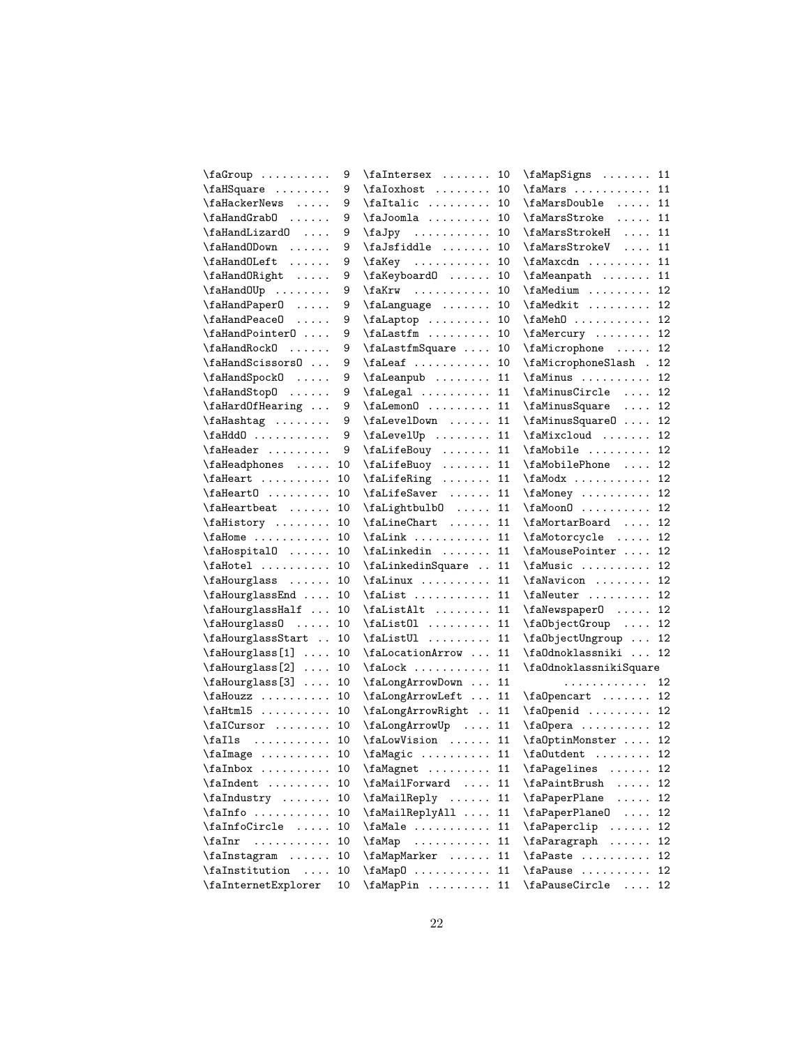\faGroup .......... 9
\faHSquare ........ 9
\faHackerNews ..... 9
\faHandGrabO ...... 9
\faHandLizardO .... 9
\faHandODown ...... 9
\faHandOLeft ...... 9
\faHandORight ..... 9
\faHandOUp ........ 9
\faHandPaperO ..... 9
\faHandPeaceO ..... 9
\faHandPointerO .... 9
\faHandRockO ...... 9
\faHandScissorsO ... 9
\faHandSpockO ..... 9
\faHandStopO ...... 9
\faHardOfHearing ... 9
\faHashtag ........ 9
\faHddO ........... 9
\faHeader ......... 9
\faHeadphones ..... 10
\faHeart .......... 10
\faHeartO ......... 10
\faHeartbeat ...... 10
\faHistory ........ 10
\faHome ........... 10
\faHospitalO ...... 10
\faHotel .......... 10
\faHourglass ...... 10
\faHourglassEnd .... 10
\faHourglassHalf ... 10
\faHourglassO ..... 10
\faHourglassStart .. 10
\faHourglass[1] .... 10
\faHourglass[2] .... 10
\faHourglass[3] .... 10
\faHouzz .......... 10
\faHtml5 .......... 10
\faICursor ........ 10
\faIls ........... 10
\faImage .......... 10
\faInbox .......... 10
\faIndent ......... 10
\faIndustry ....... 10
\faInfo ........... 10
\faInfoCircle ..... 10
\faInr ........... 10
\faInstagram ...... 10
\faInstitution .... 10
\faInternetExplorer 10
\faIntersex ....... 10
\faIoxhost ........ 10
\faItalic ......... 10
\faJoomla ......... 10
\faJpy ........... 10
\faJsfiddle ....... 10
\faKey ........... 10
\faKeyboardO ...... 10
\faKrw ........... 10
\faLanguage ....... 10
\faLaptop ......... 10
\faLastfm ......... 10
\faLastfmSquare .... 10
\faLeaf ........... 10
\faLeanpub ........ 11
\faLegal .......... 11
\faLemonO ......... 11
\faLevelDown ...... 11
\faLevelUp ........ 11
\faLifeBouy ....... 11
\faLifeBuoy ....... 11
\faLifeRing ....... 11
\faLifeSaver ...... 11
\faLightbulbO ..... 11
\faLineChart ...... 11
\faLink ........... 11
\faLinkedin ....... 11
\faLinkedinSquare .. 11
\faLinux .......... 11
\faList ........... 11
\faListAlt ........ 11
\faListOl ......... 11
\faListUl ......... 11
\faLocationArrow ... 11
\faLock ........... 11
\faLongArrowDown ... 11
\faLongArrowLeft ... 11
\faLongArrowRight .. 11
\faLongArrowUp .... 11
\faLowVision ...... 11
\faMagic .......... 11
\faMagnet ......... 11
\faMailForward .... 11
\faMailReply ...... 11
\faMailReplyAll .... 11
\faMale ........... 11
\faMap ........... 11
\faMapMarker ...... 11
\faMapO ........... 11
\faMapPin ......... 11
\faMapSigns ....... 11
\faMars ........... 11
\faMarsDouble ..... 11
\faMarsStroke ..... 11
\faMarsStrokeH .... 11
\faMarsStrokeV .... 11
\faMaxcdn ......... 11
\faMeanpath ....... 11
\faMedium ......... 12
\faMedkit ......... 12
\faMehO ........... 12
\faMercury ........ 12
\faMicrophone ..... 12
\faMicrophoneSlash . 12
\faMinus .......... 12
\faMinusCircle .... 12
\faMinusSquare .... 12
\faMinusSquareO .... 12
\faMixcloud ....... 12
\faMobile ......... 12
\faMobilePhone .... 12
\faModx ........... 12
\faMoney .......... 12
\faMoonO .......... 12
\faMortarBoard .... 12
\faMotorcycle ..... 12
\faMousePointer .... 12
\faMusic .......... 12
\faNavicon ........ 12
\faNeuter ......... 12
\faNewspaperO ..... 12
\faObjectGroup .... 12
\faObjectUngroup ... 12
\faOdnoklassniki ... 12
\faOdnoklassnikiSquare ............ 12
\faOpencart ....... 12
\faOpenid ......... 12
\faOpera .......... 12
\faOptinMonster .... 12
\faOutdent ........ 12
\faPagelines ...... 12
\faPaintBrush ..... 12
\faPaperPlane ..... 12
\faPaperPlaneO .... 12
\faPaperclip ...... 12
\faParagraph ...... 12
\faPaste .......... 12
\faPause .......... 12
\faPauseCircle .... 12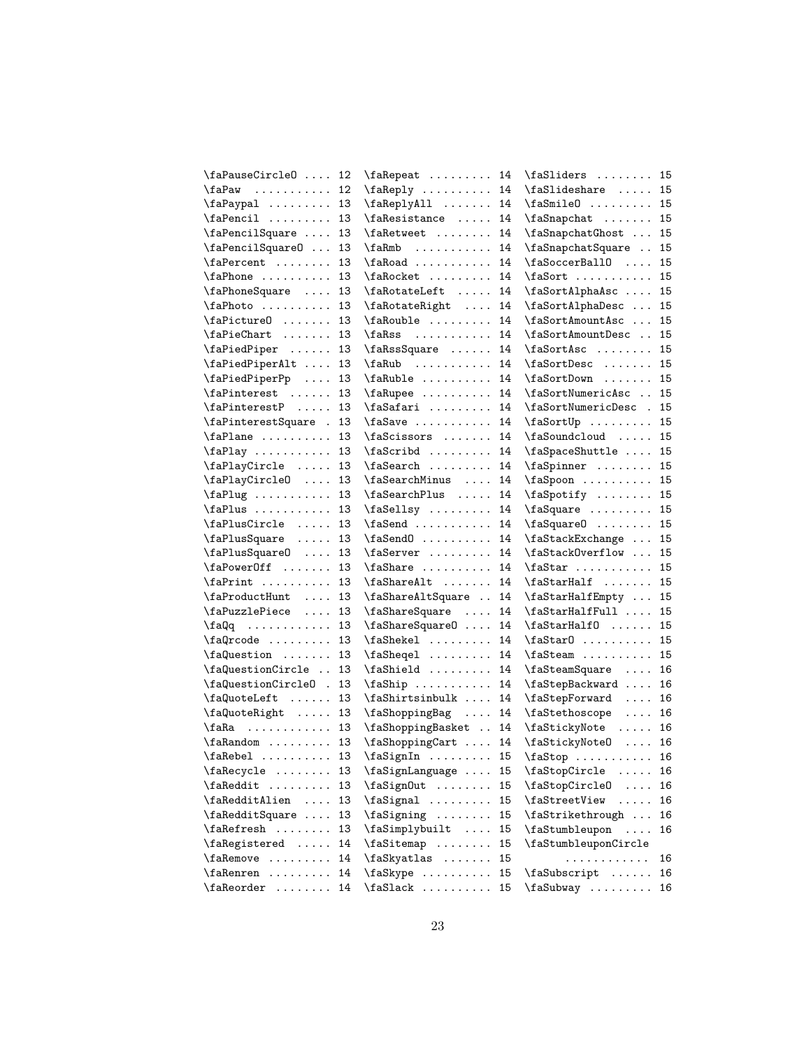\faPauseCircleO .... 12
\faPaw ........... 12
\faPaypal ......... 13
\faPencil ......... 13
\faPencilSquare .... 13
\faPencilSquareO ... 13
\faPercent ........ 13
\faPhone .......... 13
\faPhoneSquare .... 13
\faPhoto .......... 13
\faPictureO ....... 13
\faPieChart ....... 13
\faPiedPiper ...... 13
\faPiedPiperAlt .... 13
\faPiedPiperPp .... 13
\faPinterest ...... 13
\faPinterestP ..... 13
\faPinterestSquare . 13
\faPlane .......... 13
\faPlay ........... 13
\faPlayCircle ..... 13
\faPlayCircleO .... 13
\faPlug ........... 13
\faPlus ........... 13
\faPlusCircle ..... 13
\faPlusSquare ..... 13
\faPlusSquareO .... 13
\faPowerOff ....... 13
\faPrint .......... 13
\faProductHunt .... 13
\faPuzzlePiece .... 13
\faQq ............ 13
\faQrcode ......... 13
\faQuestion ....... 13
\faQuestionCircle .. 13
\faQuestionCircleO . 13
\faQuoteLeft ...... 13
\faQuoteRight ..... 13
\faRa ............ 13
\faRandom ......... 13
\faRebel .......... 13
\faRecycle ........ 13
\faReddit ......... 13
\faRedditAlien .... 13
\faRedditSquare .... 13
\faRefresh ........ 13
\faRegistered ..... 14
\faRemove ......... 14
\faRenren ......... 14
\faReorder ........ 14
\faRepeat ......... 14
\faReply .......... 14
\faReplyAll ....... 14
\faResistance ..... 14
\faRetweet ........ 14
\faRmb ........... 14
\faRoad ........... 14
\faRocket ......... 14
\faRotateLeft ..... 14
\faRotateRight .... 14
\faRouble ......... 14
\faRss ........... 14
\faRssSquare ...... 14
\faRub ........... 14
\faRuble .......... 14
\faRupee .......... 14
\faSafari ......... 14
\faSave ........... 14
\faScissors ....... 14
\faScribd ......... 14
\faSearch ......... 14
\faSearchMinus .... 14
\faSearchPlus ..... 14
\faSellsy ......... 14
\faSend ........... 14
\faSendO .......... 14
\faServer ......... 14
\faShare .......... 14
\faShareAlt ....... 14
\faShareAltSquare .. 14
\faShareSquare .... 14
\faShareSquareO .... 14
\faShekel ......... 14
\faSheqel ......... 14
\faShield ......... 14
\faShip ........... 14
\faShirtsinbulk .... 14
\faShoppingBag .... 14
\faShoppingBasket .. 14
\faShoppingCart .... 14
\faSignIn ......... 15
\faSignLanguage .... 15
\faSignOut ........ 15
\faSignal ......... 15
\faSigning ........ 15
\faSimplybuilt .... 15
\faSitemap ........ 15
\faSkyatlas ....... 15
\faSkype .......... 15
\faSlack .......... 15
\faSliders ........ 15
\faSlideshare ..... 15
\faSmileO ......... 15
\faSnapchat ....... 15
\faSnapchatGhost ... 15
\faSnapchatSquare .. 15
\faSoccerBallO .... 15
\faSort ........... 15
\faSortAlphaAsc .... 15
\faSortAlphaDesc ... 15
\faSortAmountAsc ... 15
\faSortAmountDesc .. 15
\faSortAsc ........ 15
\faSortDesc ....... 15
\faSortDown ....... 15
\faSortNumericAsc .. 15
\faSortNumericDesc . 15
\faSortUp ......... 15
\faSoundcloud ..... 15
\faSpaceShuttle .... 15
\faSpinner ........ 15
\faSpoon .......... 15
\faSpotify ........ 15
\faSquare ......... 15
\faSquareO ........ 15
\faStackExchange ... 15
\faStackOverflow ... 15
\faStar ........... 15
\faStarHalf ....... 15
\faStarHalfEmpty ... 15
\faStarHalfFull .... 15
\faStarHalfO ...... 15
\faStarO .......... 15
\faSteam .......... 15
\faSteamSquare .... 16
\faStepBackward .... 16
\faStepForward .... 16
\faStethoscope .... 16
\faStickyNote ..... 16
\faStickyNoteO .... 16
\faStop ........... 16
\faStopCircle ..... 16
\faStopCircleO .... 16
\faStreetView ..... 16
\faStrikethrough ... 16
\faStumbleupon .... 16
\faStumbleuponCircle ............ 16
\faSubscript ...... 16
\faSubway ......... 16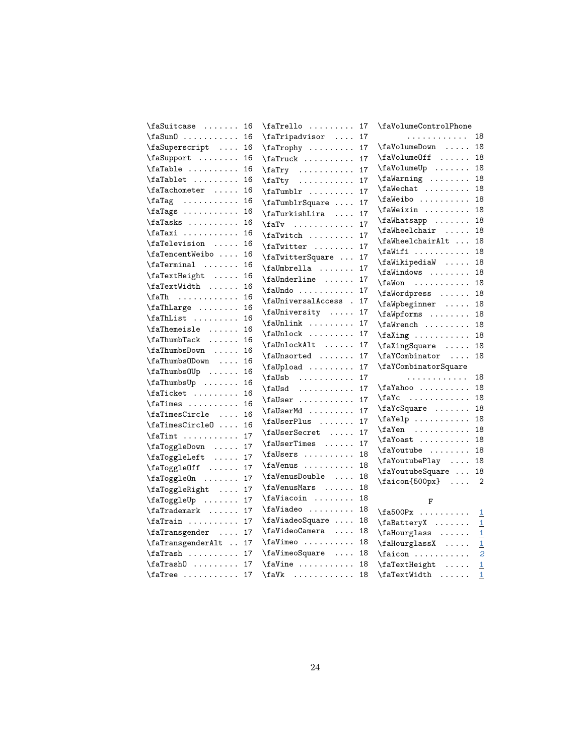\faSuitcase ....... 16
\faSunO ........... 16
\faSuperscript .... 16
\faSupport ........ 16
\faTable .......... 16
\faTablet ......... 16
\faTachometer ..... 16
\faTag ........... 16
\faTags ........... 16
\faTasks .......... 16
\faTaxi ........... 16
\faTelevision ..... 16
\faTencentWeibo .... 16
\faTerminal ....... 16
\faTextHeight ..... 16
\faTextWidth ...... 16
\faTh ............ 16
\faThLarge ........ 16
\faThList ......... 16
\faThemeisle ...... 16
\faThumbTack ...... 16
\faThumbsDown ..... 16
\faThumbsODown .... 16
\faThumbsOUp ...... 16
\faThumbsUp ....... 16
\faTicket ......... 16
\faTimes .......... 16
\faTimesCircle .... 16
\faTimesCircleO .... 16
\faTint ........... 17
\faToggleDown ..... 17
\faToggleLeft ..... 17
\faToggleOff ...... 17
\faToggleOn ....... 17
\faToggleRight .... 17
\faToggleUp ....... 17
\faTrademark ...... 17
\faTrain .......... 17
\faTransgender .... 17
\faTransgenderAlt .. 17
\faTrash .......... 17
\faTrashO ......... 17
\faTree ........... 17
\faTrello ......... 17
\faTripadvisor .... 17
\faTrophy ......... 17
\faTruck .......... 17
\faTry ........... 17
\faTty ........... 17
\faTumblr ......... 17
\faTumblrSquare .... 17
\faTurkishLira .... 17
\faTv ............ 17
\faTwitch ......... 17
\faTwitter ........ 17
\faTwitterSquare ... 17
\faUmbrella ....... 17
\faUnderline ...... 17
\faUndo ........... 17
\faUniversalAccess . 17
\faUniversity ..... 17
\faUnlink ......... 17
\faUnlock ......... 17
\faUnlockAlt ...... 17
\faUnsorted ....... 17
\faUpload ......... 17
\faUsb ........... 17
\faUsd ........... 17
\faUser ........... 17
\faUserMd ......... 17
\faUserPlus ....... 17
\faUserSecret ..... 17
\faUserTimes ...... 17
\faUsers .......... 18
\faVenus .......... 18
\faVenusDouble .... 18
\faVenusMars ...... 18
\faViacoin ........ 18
\faViadeo ......... 18
\faViadeoSquare .... 18
\faVideoCamera .... 18
\faVimeo .......... 18
\faVimeoSquare .... 18
\faVine ........... 18
\faVk ............ 18
\faVolumeControlPhone ............ 18
\faVolumeDown ..... 18
\faVolumeOff ...... 18
\faVolumeUp ....... 18
\faWarning ........ 18
\faWechat ......... 18
\faWeibo .......... 18
\faWeixin ......... 18
\faWhatsapp ....... 18
\faWheelchair ..... 18
\faWheelchairAlt ... 18
\faWifi ........... 18
\faWikipediaW ..... 18
\faWindows ........ 18
\faWon ........... 18
\faWordpress ...... 18
\faWpbeginner ..... 18
\faWpforms ........ 18
\faWrench ......... 18
\faXing ........... 18
\faXingSquare ..... 18
\faYCombinator .... 18
\faYCombinatorSquare ............ 18
\faYahoo .......... 18
\faYc ............ 18
\faYcSquare ....... 18
\faYelp ........... 18
\faYen ........... 18
\faYoast .......... 18
\faYoutube ........ 18
\faYoutubePlay .... 18
\faYoutubeSquare ... 18
\faicon{500px} .... 2

**F**

\fa500Px .......... 1
\faBatteryX ....... 1
\faHourglass ...... 1
\faHourglassX ..... 1
\faicon ........... *2*
\faTextHeight ..... 1
\faTextWidth ...... 1